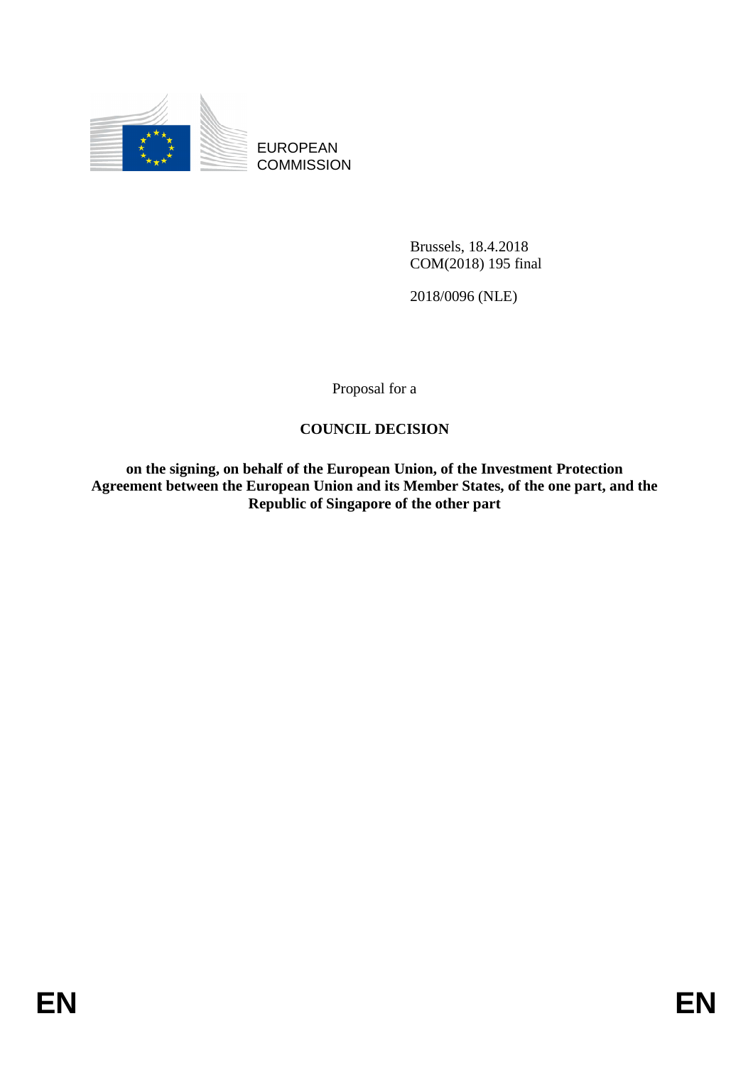EUROPEAN COMMISSION

Brussels, 18.4.2018
COM(2018) 195 final

2018/0096 (NLE)

Proposal for a

# COUNCIL DECISION

**on the signing, on behalf of the European Union, of the Investment Protection Agreement between the European Union and its Member States, of the one part, and the Republic of Singapore of the other part**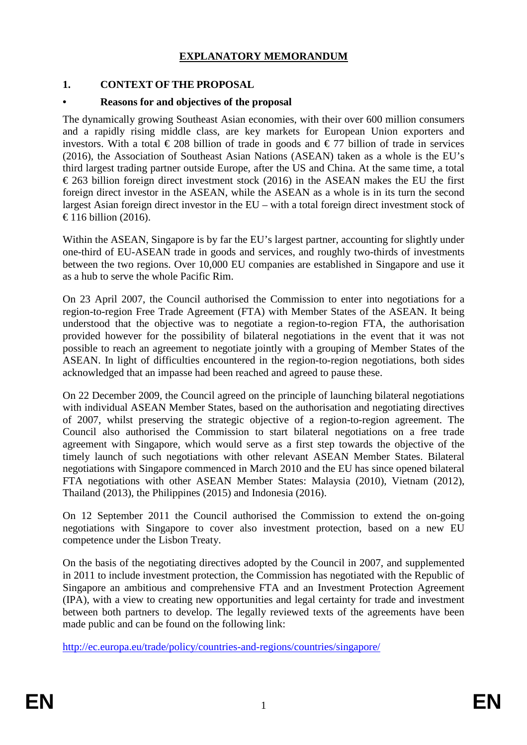# EXPLANATORY MEMORANDUM

## 1. CONTEXT OF THE PROPOSAL

### • Reasons for and objectives of the proposal

The dynamically growing Southeast Asian economies, with their over 600 million consumers and a rapidly rising middle class, are key markets for European Union exporters and investors. With a total € 208 billion of trade in goods and € 77 billion of trade in services (2016), the Association of Southeast Asian Nations (ASEAN) taken as a whole is the EU's third largest trading partner outside Europe, after the US and China. At the same time, a total € 263 billion foreign direct investment stock (2016) in the ASEAN makes the EU the first foreign direct investor in the ASEAN, while the ASEAN as a whole is in its turn the second largest Asian foreign direct investor in the EU – with a total foreign direct investment stock of € 116 billion (2016).

Within the ASEAN, Singapore is by far the EU's largest partner, accounting for slightly under one-third of EU-ASEAN trade in goods and services, and roughly two-thirds of investments between the two regions. Over 10,000 EU companies are established in Singapore and use it as a hub to serve the whole Pacific Rim.

On 23 April 2007, the Council authorised the Commission to enter into negotiations for a region-to-region Free Trade Agreement (FTA) with Member States of the ASEAN. It being understood that the objective was to negotiate a region-to-region FTA, the authorisation provided however for the possibility of bilateral negotiations in the event that it was not possible to reach an agreement to negotiate jointly with a grouping of Member States of the ASEAN. In light of difficulties encountered in the region-to-region negotiations, both sides acknowledged that an impasse had been reached and agreed to pause these.

On 22 December 2009, the Council agreed on the principle of launching bilateral negotiations with individual ASEAN Member States, based on the authorisation and negotiating directives of 2007, whilst preserving the strategic objective of a region-to-region agreement. The Council also authorised the Commission to start bilateral negotiations on a free trade agreement with Singapore, which would serve as a first step towards the objective of the timely launch of such negotiations with other relevant ASEAN Member States. Bilateral negotiations with Singapore commenced in March 2010 and the EU has since opened bilateral FTA negotiations with other ASEAN Member States: Malaysia (2010), Vietnam (2012), Thailand (2013), the Philippines (2015) and Indonesia (2016).

On 12 September 2011 the Council authorised the Commission to extend the on-going negotiations with Singapore to cover also investment protection, based on a new EU competence under the Lisbon Treaty.

On the basis of the negotiating directives adopted by the Council in 2007, and supplemented in 2011 to include investment protection, the Commission has negotiated with the Republic of Singapore an ambitious and comprehensive FTA and an Investment Protection Agreement (IPA), with a view to creating new opportunities and legal certainty for trade and investment between both partners to develop. The legally reviewed texts of the agreements have been made public and can be found on the following link:

http://ec.europa.eu/trade/policy/countries-and-regions/countries/singapore/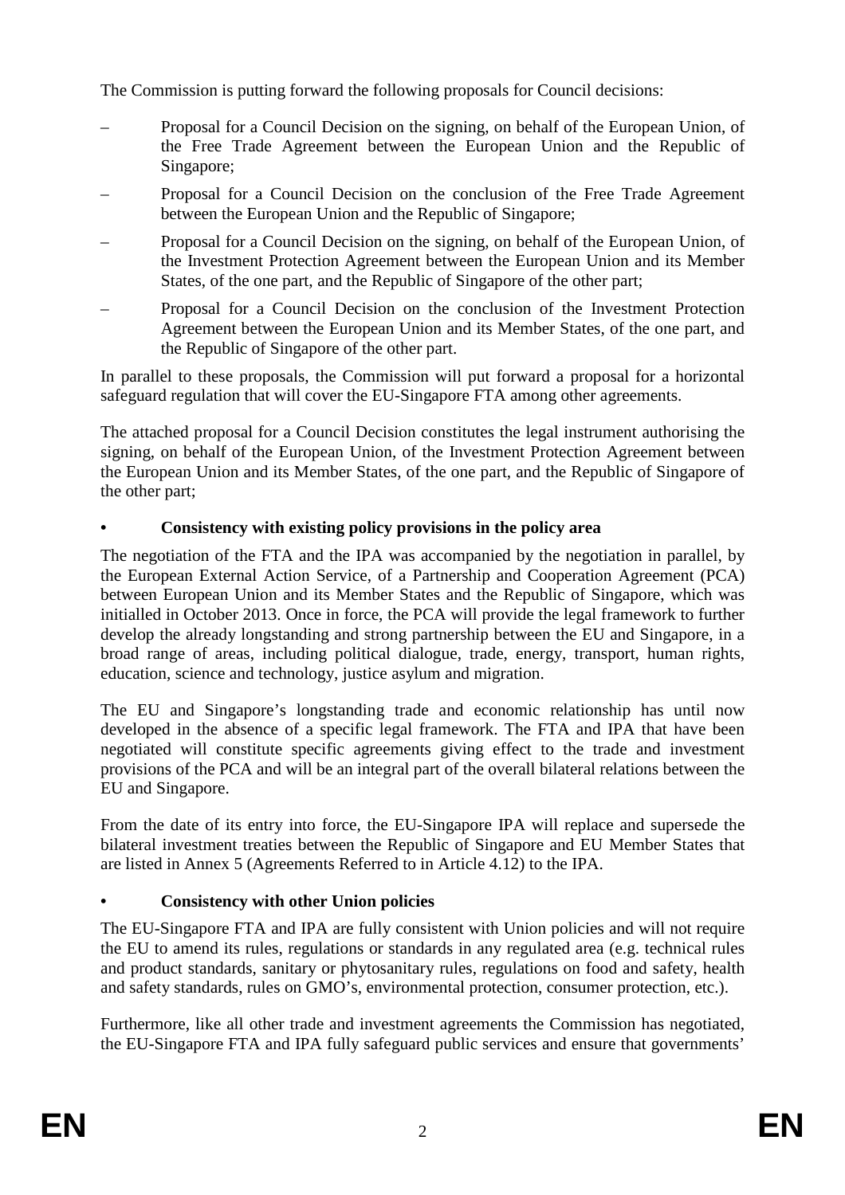The Commission is putting forward the following proposals for Council decisions:

– Proposal for a Council Decision on the signing, on behalf of the European Union, of the Free Trade Agreement between the European Union and the Republic of Singapore;

– Proposal for a Council Decision on the conclusion of the Free Trade Agreement between the European Union and the Republic of Singapore;

– Proposal for a Council Decision on the signing, on behalf of the European Union, of the Investment Protection Agreement between the European Union and its Member States, of the one part, and the Republic of Singapore of the other part;

– Proposal for a Council Decision on the conclusion of the Investment Protection Agreement between the European Union and its Member States, of the one part, and the Republic of Singapore of the other part.

In parallel to these proposals, the Commission will put forward a proposal for a horizontal safeguard regulation that will cover the EU-Singapore FTA among other agreements.

The attached proposal for a Council Decision constitutes the legal instrument authorising the signing, on behalf of the European Union, of the Investment Protection Agreement between the European Union and its Member States, of the one part, and the Republic of Singapore of the other part;

### • Consistency with existing policy provisions in the policy area

The negotiation of the FTA and the IPA was accompanied by the negotiation in parallel, by the European External Action Service, of a Partnership and Cooperation Agreement (PCA) between European Union and its Member States and the Republic of Singapore, which was initialled in October 2013. Once in force, the PCA will provide the legal framework to further develop the already longstanding and strong partnership between the EU and Singapore, in a broad range of areas, including political dialogue, trade, energy, transport, human rights, education, science and technology, justice asylum and migration.

The EU and Singapore's longstanding trade and economic relationship has until now developed in the absence of a specific legal framework. The FTA and IPA that have been negotiated will constitute specific agreements giving effect to the trade and investment provisions of the PCA and will be an integral part of the overall bilateral relations between the EU and Singapore.

From the date of its entry into force, the EU-Singapore IPA will replace and supersede the bilateral investment treaties between the Republic of Singapore and EU Member States that are listed in Annex 5 (Agreements Referred to in Article 4.12) to the IPA.

### • Consistency with other Union policies

The EU-Singapore FTA and IPA are fully consistent with Union policies and will not require the EU to amend its rules, regulations or standards in any regulated area (e.g. technical rules and product standards, sanitary or phytosanitary rules, regulations on food and safety, health and safety standards, rules on GMO's, environmental protection, consumer protection, etc.).

Furthermore, like all other trade and investment agreements the Commission has negotiated, the EU-Singapore FTA and IPA fully safeguard public services and ensure that governments'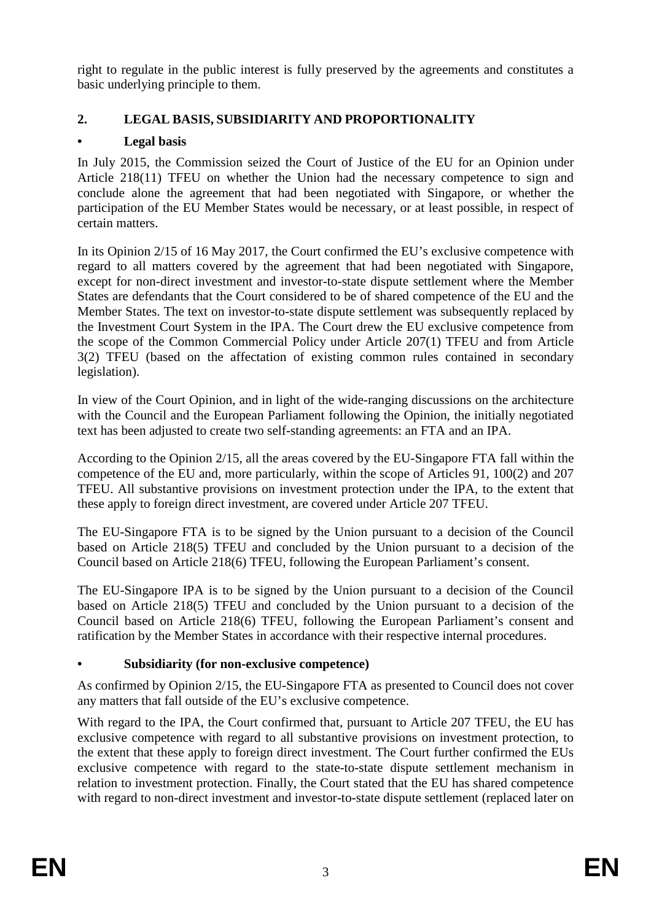right to regulate in the public interest is fully preserved by the agreements and constitutes a basic underlying principle to them.

## 2. LEGAL BASIS, SUBSIDIARITY AND PROPORTIONALITY

### • Legal basis

In July 2015, the Commission seized the Court of Justice of the EU for an Opinion under Article 218(11) TFEU on whether the Union had the necessary competence to sign and conclude alone the agreement that had been negotiated with Singapore, or whether the participation of the EU Member States would be necessary, or at least possible, in respect of certain matters.

In its Opinion 2/15 of 16 May 2017, the Court confirmed the EU's exclusive competence with regard to all matters covered by the agreement that had been negotiated with Singapore, except for non-direct investment and investor-to-state dispute settlement where the Member States are defendants that the Court considered to be of shared competence of the EU and the Member States. The text on investor-to-state dispute settlement was subsequently replaced by the Investment Court System in the IPA. The Court drew the EU exclusive competence from the scope of the Common Commercial Policy under Article 207(1) TFEU and from Article 3(2) TFEU (based on the affectation of existing common rules contained in secondary legislation).

In view of the Court Opinion, and in light of the wide-ranging discussions on the architecture with the Council and the European Parliament following the Opinion, the initially negotiated text has been adjusted to create two self-standing agreements: an FTA and an IPA.

According to the Opinion 2/15, all the areas covered by the EU-Singapore FTA fall within the competence of the EU and, more particularly, within the scope of Articles 91, 100(2) and 207 TFEU. All substantive provisions on investment protection under the IPA, to the extent that these apply to foreign direct investment, are covered under Article 207 TFEU.

The EU-Singapore FTA is to be signed by the Union pursuant to a decision of the Council based on Article 218(5) TFEU and concluded by the Union pursuant to a decision of the Council based on Article 218(6) TFEU, following the European Parliament's consent.

The EU-Singapore IPA is to be signed by the Union pursuant to a decision of the Council based on Article 218(5) TFEU and concluded by the Union pursuant to a decision of the Council based on Article 218(6) TFEU, following the European Parliament's consent and ratification by the Member States in accordance with their respective internal procedures.

### • Subsidiarity (for non-exclusive competence)

As confirmed by Opinion 2/15, the EU-Singapore FTA as presented to Council does not cover any matters that fall outside of the EU's exclusive competence.

With regard to the IPA, the Court confirmed that, pursuant to Article 207 TFEU, the EU has exclusive competence with regard to all substantive provisions on investment protection, to the extent that these apply to foreign direct investment. The Court further confirmed the EUs exclusive competence with regard to the state-to-state dispute settlement mechanism in relation to investment protection. Finally, the Court stated that the EU has shared competence with regard to non-direct investment and investor-to-state dispute settlement (replaced later on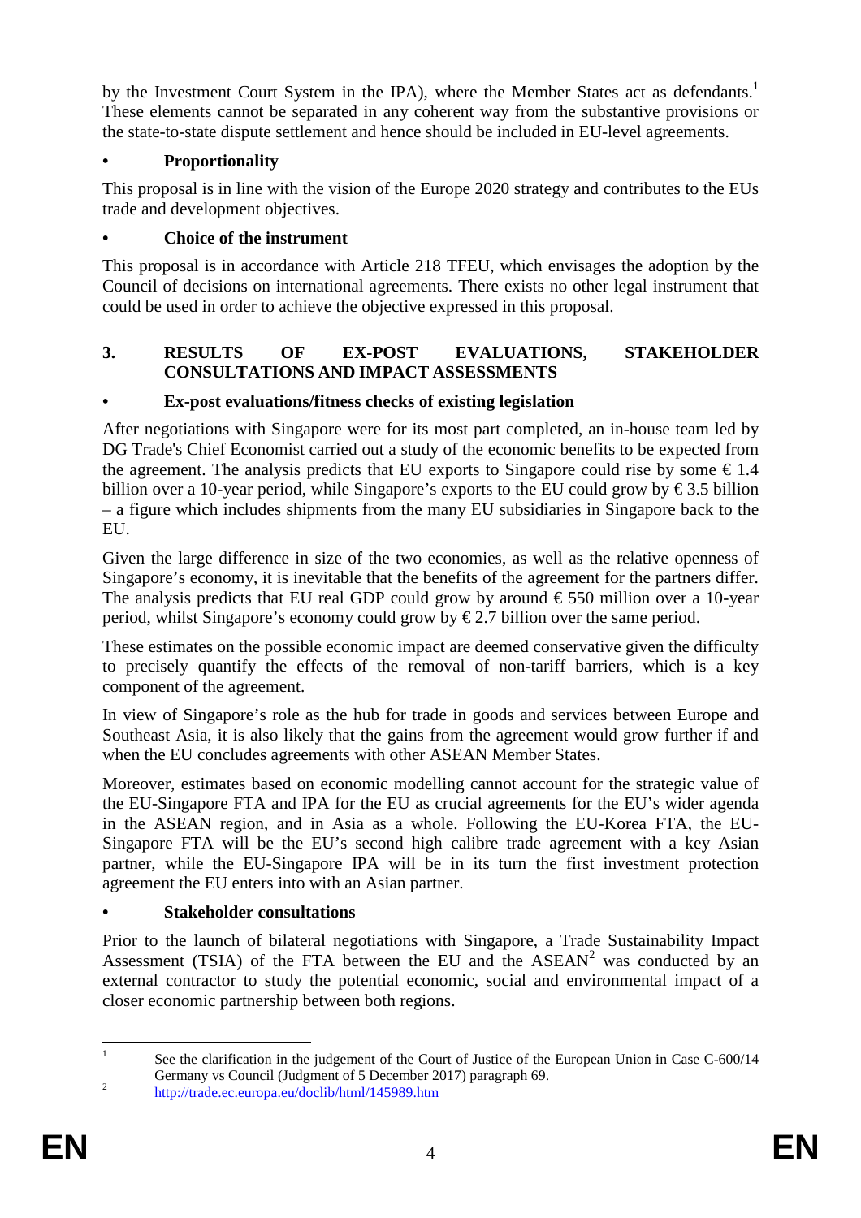by the Investment Court System in the IPA), where the Member States act as defendants.[1] These elements cannot be separated in any coherent way from the substantive provisions or the state-to-state dispute settlement and hence should be included in EU-level agreements.

- **Proportionality**

This proposal is in line with the vision of the Europe 2020 strategy and contributes to the EUs trade and development objectives.

- **Choice of the instrument**

This proposal is in accordance with Article 218 TFEU, which envisages the adoption by the Council of decisions on international agreements. There exists no other legal instrument that could be used in order to achieve the objective expressed in this proposal.

## 3. RESULTS OF EX-POST EVALUATIONS, STAKEHOLDER CONSULTATIONS AND IMPACT ASSESSMENTS

- **Ex-post evaluations/fitness checks of existing legislation**

After negotiations with Singapore were for its most part completed, an in-house team led by DG Trade's Chief Economist carried out a study of the economic benefits to be expected from the agreement. The analysis predicts that EU exports to Singapore could rise by some € 1.4 billion over a 10-year period, while Singapore's exports to the EU could grow by € 3.5 billion – a figure which includes shipments from the many EU subsidiaries in Singapore back to the EU.

Given the large difference in size of the two economies, as well as the relative openness of Singapore's economy, it is inevitable that the benefits of the agreement for the partners differ. The analysis predicts that EU real GDP could grow by around € 550 million over a 10-year period, whilst Singapore's economy could grow by € 2.7 billion over the same period.

These estimates on the possible economic impact are deemed conservative given the difficulty to precisely quantify the effects of the removal of non-tariff barriers, which is a key component of the agreement.

In view of Singapore's role as the hub for trade in goods and services between Europe and Southeast Asia, it is also likely that the gains from the agreement would grow further if and when the EU concludes agreements with other ASEAN Member States.

Moreover, estimates based on economic modelling cannot account for the strategic value of the EU-Singapore FTA and IPA for the EU as crucial agreements for the EU's wider agenda in the ASEAN region, and in Asia as a whole. Following the EU-Korea FTA, the EU-Singapore FTA will be the EU's second high calibre trade agreement with a key Asian partner, while the EU-Singapore IPA will be in its turn the first investment protection agreement the EU enters into with an Asian partner.

- **Stakeholder consultations**

Prior to the launch of bilateral negotiations with Singapore, a Trade Sustainability Impact Assessment (TSIA) of the FTA between the EU and the ASEAN[2] was conducted by an external contractor to study the potential economic, social and environmental impact of a closer economic partnership between both regions.

---

[1] See the clarification in the judgement of the Court of Justice of the European Union in Case C-600/14 Germany vs Council (Judgment of 5 December 2017) paragraph 69.

[2] http://trade.ec.europa.eu/doclib/html/145989.htm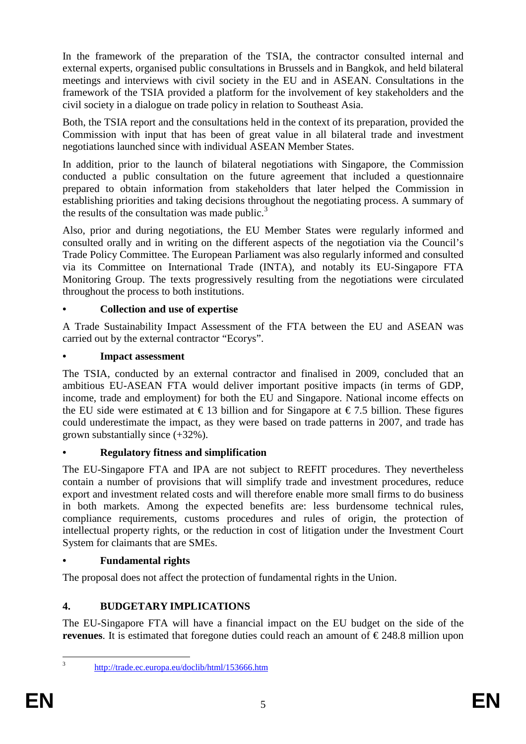In the framework of the preparation of the TSIA, the contractor consulted internal and external experts, organised public consultations in Brussels and in Bangkok, and held bilateral meetings and interviews with civil society in the EU and in ASEAN. Consultations in the framework of the TSIA provided a platform for the involvement of key stakeholders and the civil society in a dialogue on trade policy in relation to Southeast Asia.

Both, the TSIA report and the consultations held in the context of its preparation, provided the Commission with input that has been of great value in all bilateral trade and investment negotiations launched since with individual ASEAN Member States.

In addition, prior to the launch of bilateral negotiations with Singapore, the Commission conducted a public consultation on the future agreement that included a questionnaire prepared to obtain information from stakeholders that later helped the Commission in establishing priorities and taking decisions throughout the negotiating process. A summary of the results of the consultation was made public.[3]

Also, prior and during negotiations, the EU Member States were regularly informed and consulted orally and in writing on the different aspects of the negotiation via the Council's Trade Policy Committee. The European Parliament was also regularly informed and consulted via its Committee on International Trade (INTA), and notably its EU-Singapore FTA Monitoring Group. The texts progressively resulting from the negotiations were circulated throughout the process to both institutions.

- **Collection and use of expertise**

A Trade Sustainability Impact Assessment of the FTA between the EU and ASEAN was carried out by the external contractor "Ecorys".

- **Impact assessment**

The TSIA, conducted by an external contractor and finalised in 2009, concluded that an ambitious EU-ASEAN FTA would deliver important positive impacts (in terms of GDP, income, trade and employment) for both the EU and Singapore. National income effects on the EU side were estimated at € 13 billion and for Singapore at € 7.5 billion. These figures could underestimate the impact, as they were based on trade patterns in 2007, and trade has grown substantially since (+32%).

- **Regulatory fitness and simplification**

The EU-Singapore FTA and IPA are not subject to REFIT procedures. They nevertheless contain a number of provisions that will simplify trade and investment procedures, reduce export and investment related costs and will therefore enable more small firms to do business in both markets. Among the expected benefits are: less burdensome technical rules, compliance requirements, customs procedures and rules of origin, the protection of intellectual property rights, or the reduction in cost of litigation under the Investment Court System for claimants that are SMEs.

- **Fundamental rights**

The proposal does not affect the protection of fundamental rights in the Union.

## 4. BUDGETARY IMPLICATIONS

The EU-Singapore FTA will have a financial impact on the EU budget on the side of the **revenues**. It is estimated that foregone duties could reach an amount of € 248.8 million upon

[3] http://trade.ec.europa.eu/doclib/html/153666.htm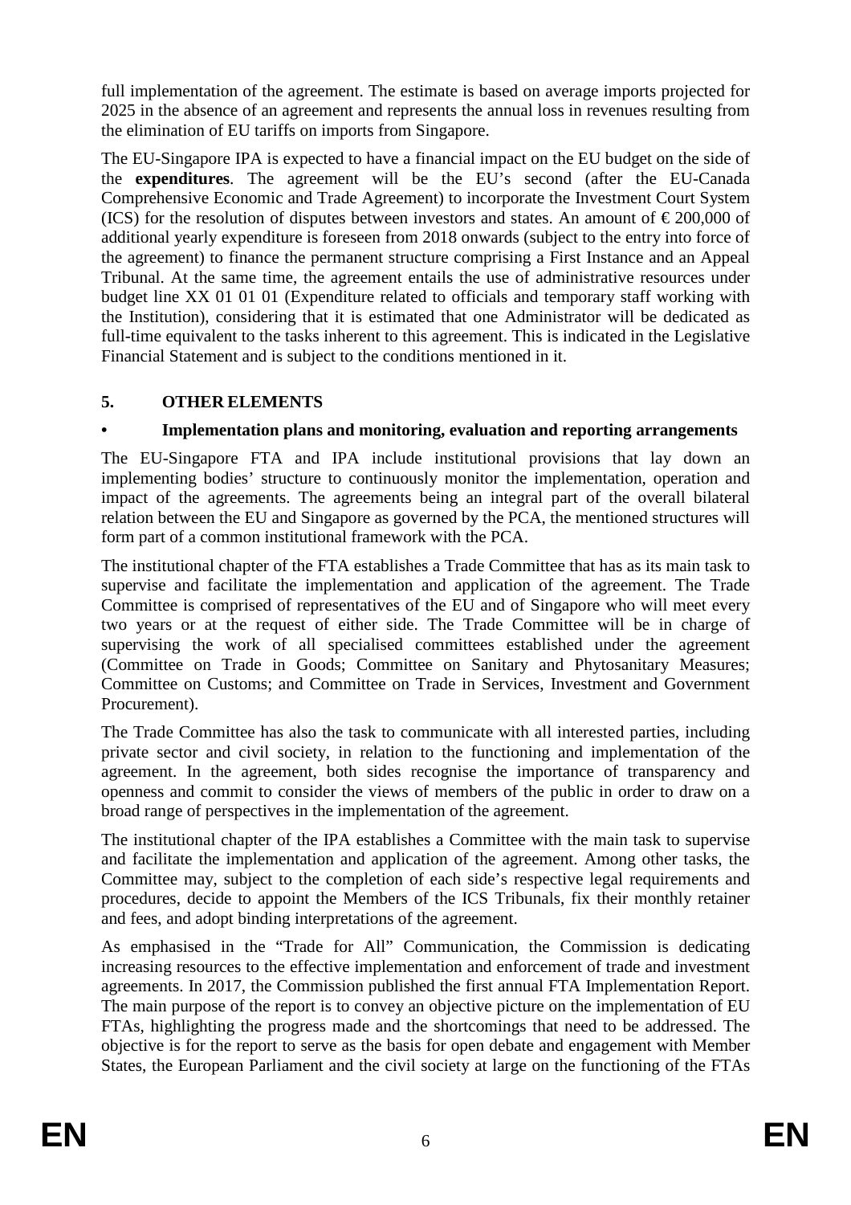full implementation of the agreement. The estimate is based on average imports projected for 2025 in the absence of an agreement and represents the annual loss in revenues resulting from the elimination of EU tariffs on imports from Singapore.

The EU-Singapore IPA is expected to have a financial impact on the EU budget on the side of the **expenditures**. The agreement will be the EU's second (after the EU-Canada Comprehensive Economic and Trade Agreement) to incorporate the Investment Court System (ICS) for the resolution of disputes between investors and states. An amount of € 200,000 of additional yearly expenditure is foreseen from 2018 onwards (subject to the entry into force of the agreement) to finance the permanent structure comprising a First Instance and an Appeal Tribunal. At the same time, the agreement entails the use of administrative resources under budget line XX 01 01 01 (Expenditure related to officials and temporary staff working with the Institution), considering that it is estimated that one Administrator will be dedicated as full-time equivalent to the tasks inherent to this agreement. This is indicated in the Legislative Financial Statement and is subject to the conditions mentioned in it.

## 5. OTHER ELEMENTS

- **Implementation plans and monitoring, evaluation and reporting arrangements**

The EU-Singapore FTA and IPA include institutional provisions that lay down an implementing bodies' structure to continuously monitor the implementation, operation and impact of the agreements. The agreements being an integral part of the overall bilateral relation between the EU and Singapore as governed by the PCA, the mentioned structures will form part of a common institutional framework with the PCA.

The institutional chapter of the FTA establishes a Trade Committee that has as its main task to supervise and facilitate the implementation and application of the agreement. The Trade Committee is comprised of representatives of the EU and of Singapore who will meet every two years or at the request of either side. The Trade Committee will be in charge of supervising the work of all specialised committees established under the agreement (Committee on Trade in Goods; Committee on Sanitary and Phytosanitary Measures; Committee on Customs; and Committee on Trade in Services, Investment and Government Procurement).

The Trade Committee has also the task to communicate with all interested parties, including private sector and civil society, in relation to the functioning and implementation of the agreement. In the agreement, both sides recognise the importance of transparency and openness and commit to consider the views of members of the public in order to draw on a broad range of perspectives in the implementation of the agreement.

The institutional chapter of the IPA establishes a Committee with the main task to supervise and facilitate the implementation and application of the agreement. Among other tasks, the Committee may, subject to the completion of each side's respective legal requirements and procedures, decide to appoint the Members of the ICS Tribunals, fix their monthly retainer and fees, and adopt binding interpretations of the agreement.

As emphasised in the "Trade for All" Communication, the Commission is dedicating increasing resources to the effective implementation and enforcement of trade and investment agreements. In 2017, the Commission published the first annual FTA Implementation Report. The main purpose of the report is to convey an objective picture on the implementation of EU FTAs, highlighting the progress made and the shortcomings that need to be addressed. The objective is for the report to serve as the basis for open debate and engagement with Member States, the European Parliament and the civil society at large on the functioning of the FTAs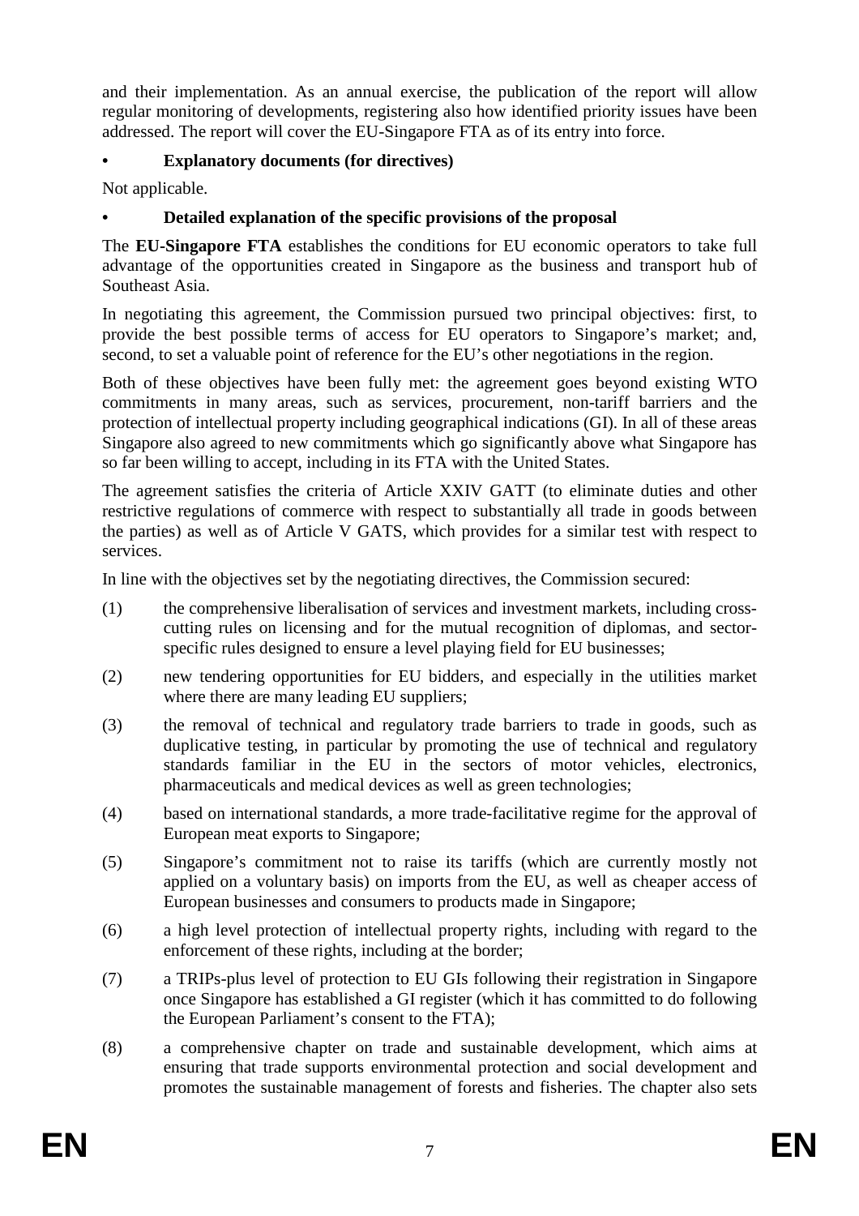and their implementation. As an annual exercise, the publication of the report will allow regular monitoring of developments, registering also how identified priority issues have been addressed. The report will cover the EU-Singapore FTA as of its entry into force.

- **Explanatory documents (for directives)**

Not applicable.

- **Detailed explanation of the specific provisions of the proposal**

The **EU-Singapore FTA** establishes the conditions for EU economic operators to take full advantage of the opportunities created in Singapore as the business and transport hub of Southeast Asia.

In negotiating this agreement, the Commission pursued two principal objectives: first, to provide the best possible terms of access for EU operators to Singapore's market; and, second, to set a valuable point of reference for the EU's other negotiations in the region.

Both of these objectives have been fully met: the agreement goes beyond existing WTO commitments in many areas, such as services, procurement, non-tariff barriers and the protection of intellectual property including geographical indications (GI). In all of these areas Singapore also agreed to new commitments which go significantly above what Singapore has so far been willing to accept, including in its FTA with the United States.

The agreement satisfies the criteria of Article XXIV GATT (to eliminate duties and other restrictive regulations of commerce with respect to substantially all trade in goods between the parties) as well as of Article V GATS, which provides for a similar test with respect to services.

In line with the objectives set by the negotiating directives, the Commission secured:

(1) the comprehensive liberalisation of services and investment markets, including cross-cutting rules on licensing and for the mutual recognition of diplomas, and sector-specific rules designed to ensure a level playing field for EU businesses;

(2) new tendering opportunities for EU bidders, and especially in the utilities market where there are many leading EU suppliers;

(3) the removal of technical and regulatory trade barriers to trade in goods, such as duplicative testing, in particular by promoting the use of technical and regulatory standards familiar in the EU in the sectors of motor vehicles, electronics, pharmaceuticals and medical devices as well as green technologies;

(4) based on international standards, a more trade-facilitative regime for the approval of European meat exports to Singapore;

(5) Singapore's commitment not to raise its tariffs (which are currently mostly not applied on a voluntary basis) on imports from the EU, as well as cheaper access of European businesses and consumers to products made in Singapore;

(6) a high level protection of intellectual property rights, including with regard to the enforcement of these rights, including at the border;

(7) a TRIPs-plus level of protection to EU GIs following their registration in Singapore once Singapore has established a GI register (which it has committed to do following the European Parliament's consent to the FTA);

(8) a comprehensive chapter on trade and sustainable development, which aims at ensuring that trade supports environmental protection and social development and promotes the sustainable management of forests and fisheries. The chapter also sets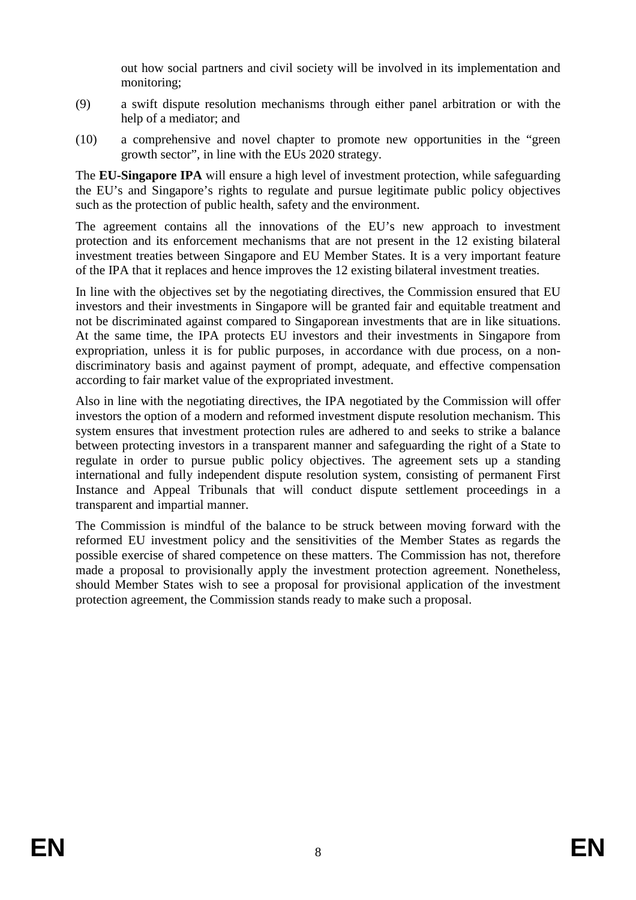out how social partners and civil society will be involved in its implementation and monitoring;

(9) a swift dispute resolution mechanisms through either panel arbitration or with the help of a mediator; and

(10) a comprehensive and novel chapter to promote new opportunities in the "green growth sector", in line with the EUs 2020 strategy.

The **EU-Singapore IPA** will ensure a high level of investment protection, while safeguarding the EU's and Singapore's rights to regulate and pursue legitimate public policy objectives such as the protection of public health, safety and the environment.

The agreement contains all the innovations of the EU's new approach to investment protection and its enforcement mechanisms that are not present in the 12 existing bilateral investment treaties between Singapore and EU Member States. It is a very important feature of the IPA that it replaces and hence improves the 12 existing bilateral investment treaties.

In line with the objectives set by the negotiating directives, the Commission ensured that EU investors and their investments in Singapore will be granted fair and equitable treatment and not be discriminated against compared to Singaporean investments that are in like situations. At the same time, the IPA protects EU investors and their investments in Singapore from expropriation, unless it is for public purposes, in accordance with due process, on a non-discriminatory basis and against payment of prompt, adequate, and effective compensation according to fair market value of the expropriated investment.

Also in line with the negotiating directives, the IPA negotiated by the Commission will offer investors the option of a modern and reformed investment dispute resolution mechanism. This system ensures that investment protection rules are adhered to and seeks to strike a balance between protecting investors in a transparent manner and safeguarding the right of a State to regulate in order to pursue public policy objectives. The agreement sets up a standing international and fully independent dispute resolution system, consisting of permanent First Instance and Appeal Tribunals that will conduct dispute settlement proceedings in a transparent and impartial manner.

The Commission is mindful of the balance to be struck between moving forward with the reformed EU investment policy and the sensitivities of the Member States as regards the possible exercise of shared competence on these matters. The Commission has not, therefore made a proposal to provisionally apply the investment protection agreement. Nonetheless, should Member States wish to see a proposal for provisional application of the investment protection agreement, the Commission stands ready to make such a proposal.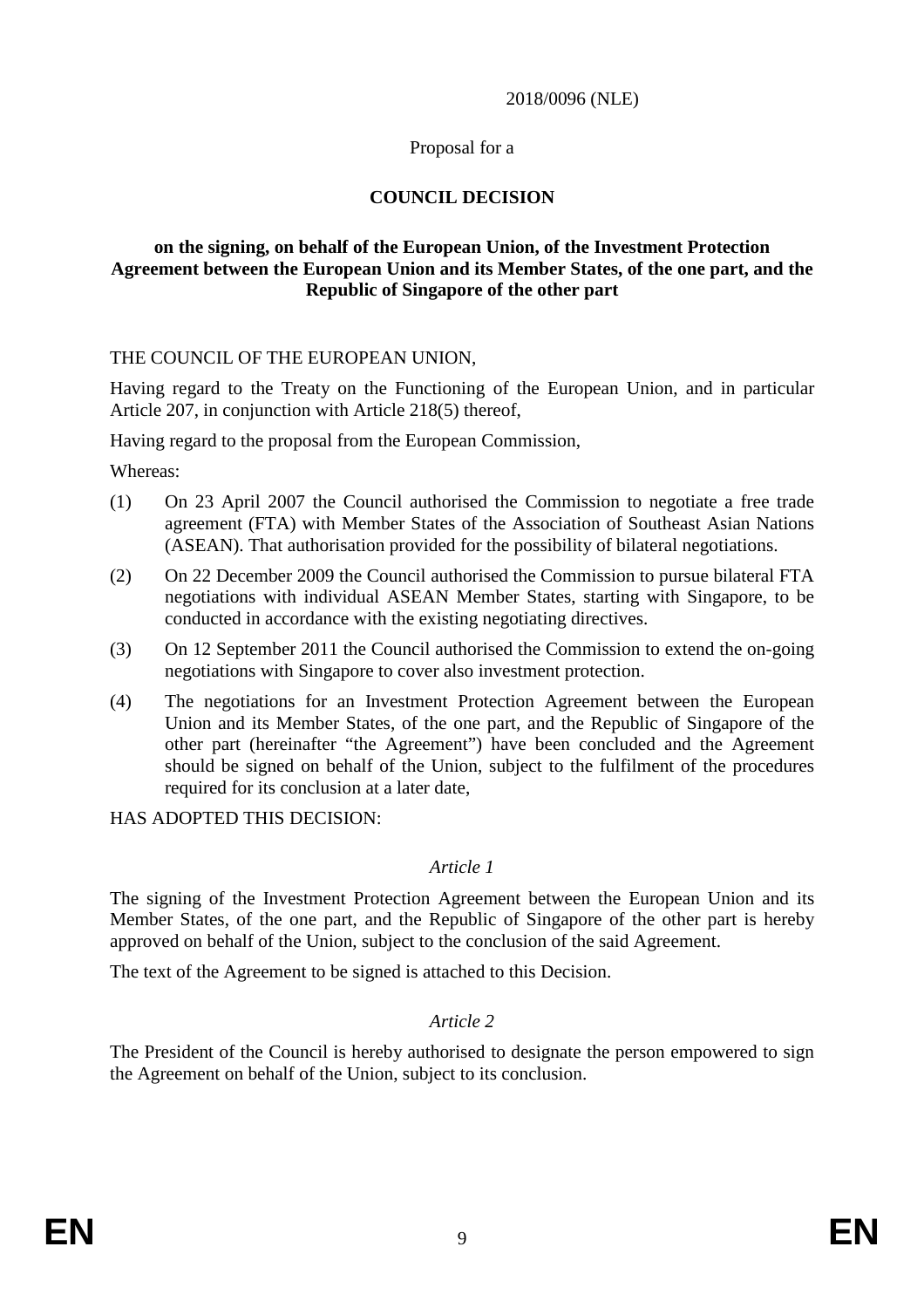2018/0096 (NLE)

Proposal for a

# COUNCIL DECISION

## on the signing, on behalf of the European Union, of the Investment Protection Agreement between the European Union and its Member States, of the one part, and the Republic of Singapore of the other part

THE COUNCIL OF THE EUROPEAN UNION,

Having regard to the Treaty on the Functioning of the European Union, and in particular Article 207, in conjunction with Article 218(5) thereof,

Having regard to the proposal from the European Commission,

Whereas:

(1) On 23 April 2007 the Council authorised the Commission to negotiate a free trade agreement (FTA) with Member States of the Association of Southeast Asian Nations (ASEAN). That authorisation provided for the possibility of bilateral negotiations.

(2) On 22 December 2009 the Council authorised the Commission to pursue bilateral FTA negotiations with individual ASEAN Member States, starting with Singapore, to be conducted in accordance with the existing negotiating directives.

(3) On 12 September 2011 the Council authorised the Commission to extend the on-going negotiations with Singapore to cover also investment protection.

(4) The negotiations for an Investment Protection Agreement between the European Union and its Member States, of the one part, and the Republic of Singapore of the other part (hereinafter "the Agreement") have been concluded and the Agreement should be signed on behalf of the Union, subject to the fulfilment of the procedures required for its conclusion at a later date,

HAS ADOPTED THIS DECISION:

*Article 1*

The signing of the Investment Protection Agreement between the European Union and its Member States, of the one part, and the Republic of Singapore of the other part is hereby approved on behalf of the Union, subject to the conclusion of the said Agreement.

The text of the Agreement to be signed is attached to this Decision.

*Article 2*

The President of the Council is hereby authorised to designate the person empowered to sign the Agreement on behalf of the Union, subject to its conclusion.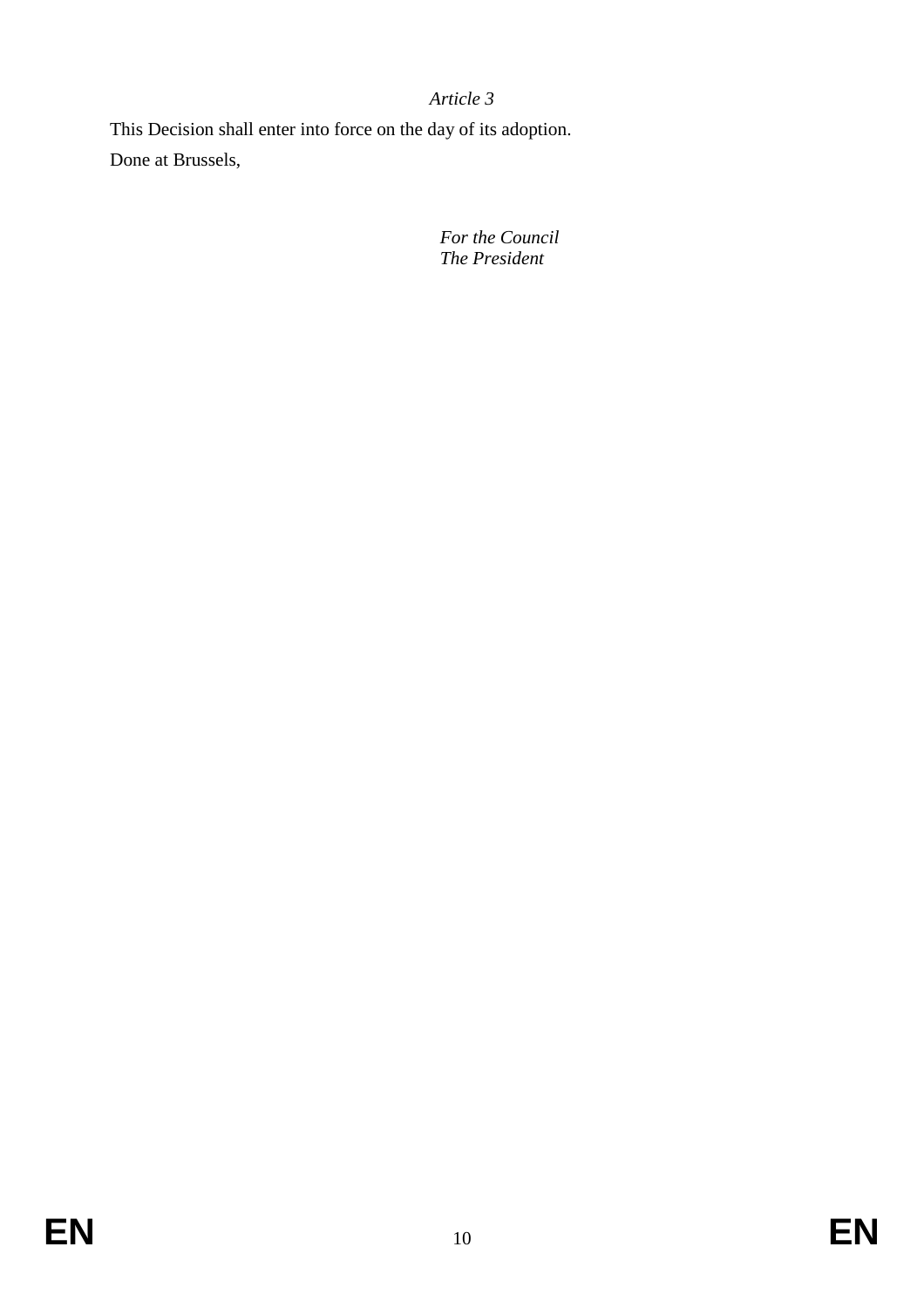*Article 3*

This Decision shall enter into force on the day of its adoption.

Done at Brussels,

*For the Council*
*The President*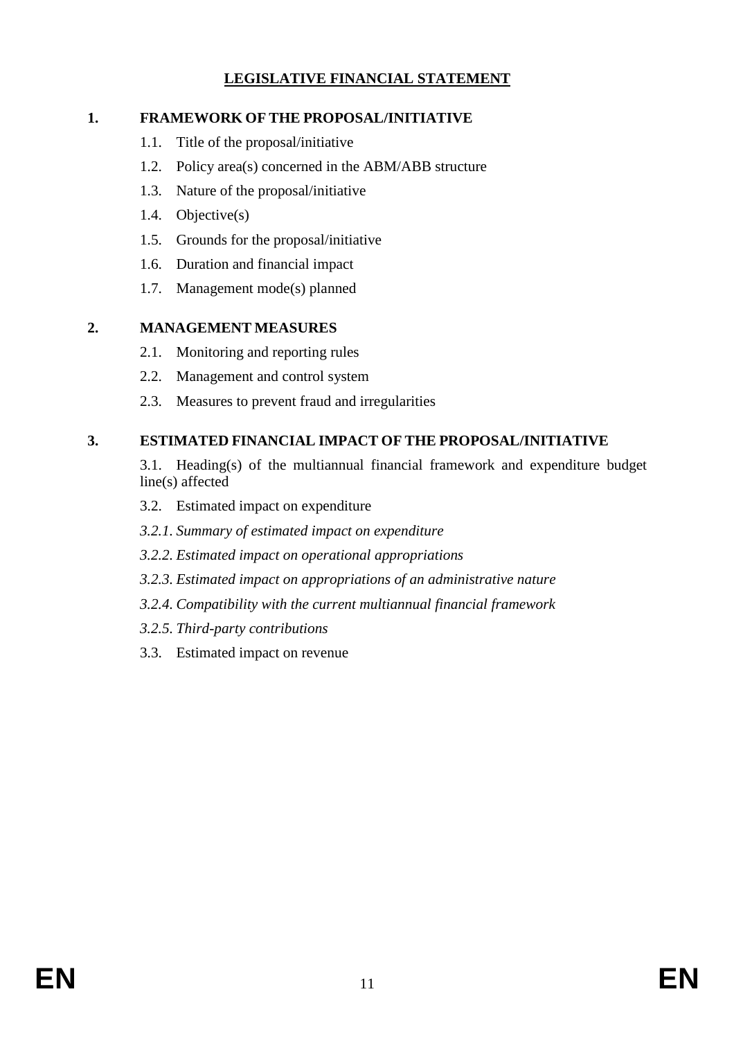# LEGISLATIVE FINANCIAL STATEMENT

## 1. FRAMEWORK OF THE PROPOSAL/INITIATIVE

1.1. Title of the proposal/initiative

1.2. Policy area(s) concerned in the ABM/ABB structure

1.3. Nature of the proposal/initiative

1.4. Objective(s)

1.5. Grounds for the proposal/initiative

1.6. Duration and financial impact

1.7. Management mode(s) planned

## 2. MANAGEMENT MEASURES

2.1. Monitoring and reporting rules

2.2. Management and control system

2.3. Measures to prevent fraud and irregularities

## 3. ESTIMATED FINANCIAL IMPACT OF THE PROPOSAL/INITIATIVE

3.1. Heading(s) of the multiannual financial framework and expenditure budget line(s) affected

3.2. Estimated impact on expenditure

*3.2.1. Summary of estimated impact on expenditure*

*3.2.2. Estimated impact on operational appropriations*

*3.2.3. Estimated impact on appropriations of an administrative nature*

*3.2.4. Compatibility with the current multiannual financial framework*

*3.2.5. Third-party contributions*

3.3. Estimated impact on revenue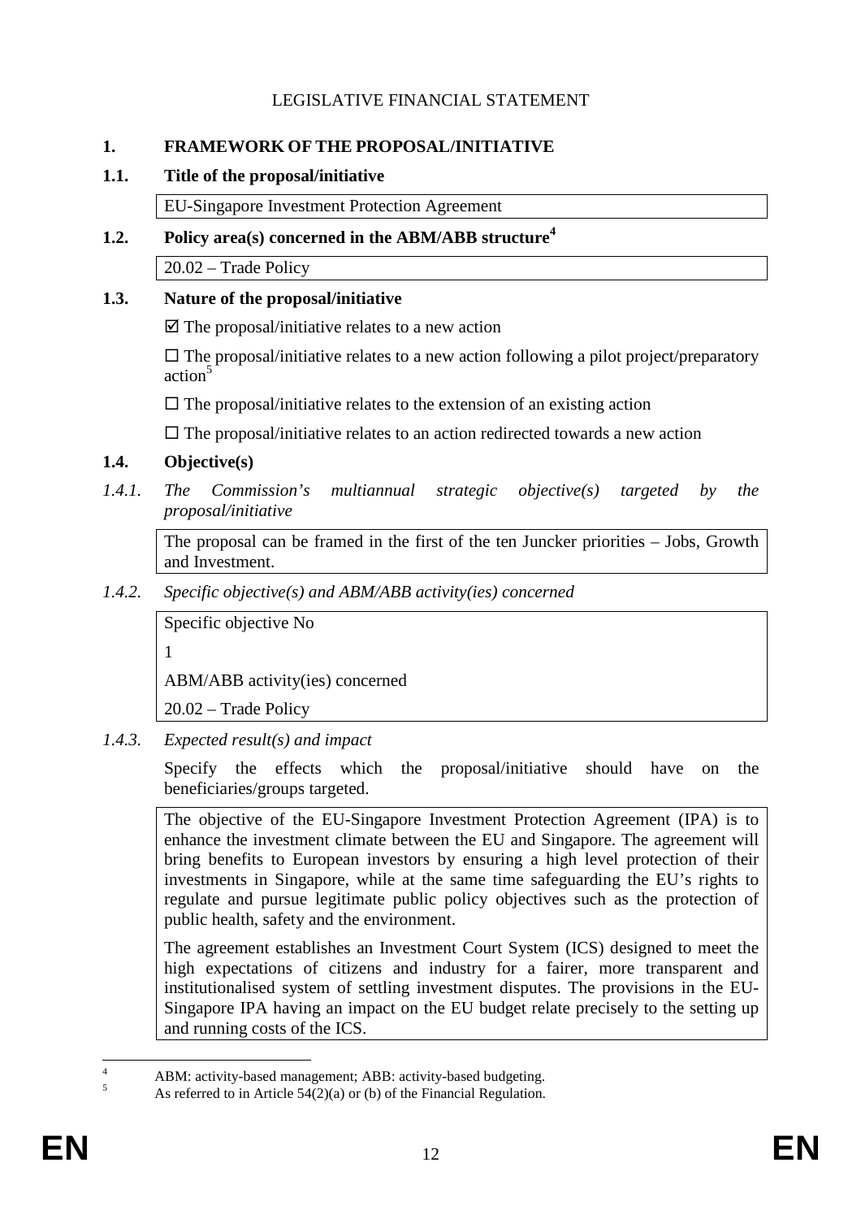LEGISLATIVE FINANCIAL STATEMENT

# 1. FRAMEWORK OF THE PROPOSAL/INITIATIVE

## 1.1. Title of the proposal/initiative

EU-Singapore Investment Protection Agreement

## 1.2. Policy area(s) concerned in the ABM/ABB structure[4]

20.02 – Trade Policy

## 1.3. Nature of the proposal/initiative

☑ The proposal/initiative relates to a new action

☐ The proposal/initiative relates to a new action following a pilot project/preparatory action[5]

☐ The proposal/initiative relates to the extension of an existing action

☐ The proposal/initiative relates to an action redirected towards a new action

## 1.4. Objective(s)

### *1.4.1. The Commission's multiannual strategic objective(s) targeted by the proposal/initiative*

The proposal can be framed in the first of the ten Juncker priorities – Jobs, Growth and Investment.

### *1.4.2. Specific objective(s) and ABM/ABB activity(ies) concerned*

Specific objective No

1

ABM/ABB activity(ies) concerned

20.02 – Trade Policy

### *1.4.3. Expected result(s) and impact*

Specify the effects which the proposal/initiative should have on the beneficiaries/groups targeted.

The objective of the EU-Singapore Investment Protection Agreement (IPA) is to enhance the investment climate between the EU and Singapore. The agreement will bring benefits to European investors by ensuring a high level protection of their investments in Singapore, while at the same time safeguarding the EU's rights to regulate and pursue legitimate public policy objectives such as the protection of public health, safety and the environment.

The agreement establishes an Investment Court System (ICS) designed to meet the high expectations of citizens and industry for a fairer, more transparent and institutionalised system of settling investment disputes. The provisions in the EU-Singapore IPA having an impact on the EU budget relate precisely to the setting up and running costs of the ICS.

---

[4] ABM: activity-based management; ABB: activity-based budgeting.

[5] As referred to in Article 54(2)(a) or (b) of the Financial Regulation.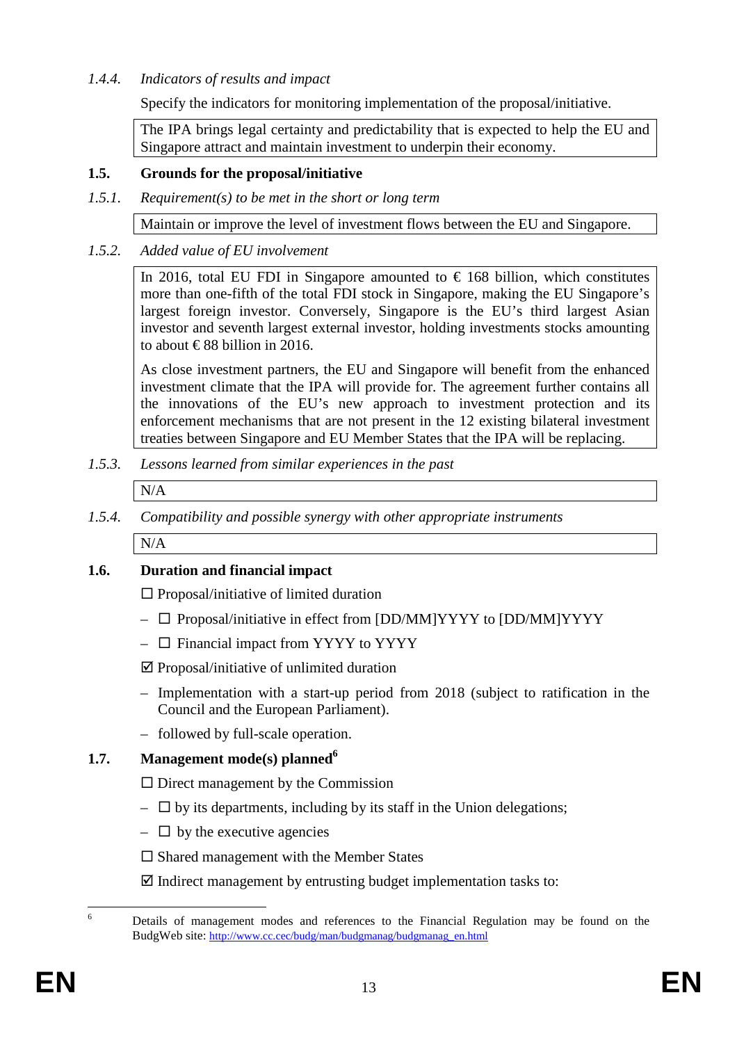*1.4.4. Indicators of results and impact*

Specify the indicators for monitoring implementation of the proposal/initiative.

The IPA brings legal certainty and predictability that is expected to help the EU and Singapore attract and maintain investment to underpin their economy.

## 1.5. Grounds for the proposal/initiative

*1.5.1. Requirement(s) to be met in the short or long term*

Maintain or improve the level of investment flows between the EU and Singapore.

*1.5.2. Added value of EU involvement*

In 2016, total EU FDI in Singapore amounted to € 168 billion, which constitutes more than one-fifth of the total FDI stock in Singapore, making the EU Singapore's largest foreign investor. Conversely, Singapore is the EU's third largest Asian investor and seventh largest external investor, holding investments stocks amounting to about € 88 billion in 2016.

As close investment partners, the EU and Singapore will benefit from the enhanced investment climate that the IPA will provide for. The agreement further contains all the innovations of the EU's new approach to investment protection and its enforcement mechanisms that are not present in the 12 existing bilateral investment treaties between Singapore and EU Member States that the IPA will be replacing.

*1.5.3. Lessons learned from similar experiences in the past*

N/A

*1.5.4. Compatibility and possible synergy with other appropriate instruments*

N/A

## 1.6. Duration and financial impact

☐ Proposal/initiative of limited duration

– ☐ Proposal/initiative in effect from [DD/MM]YYYY to [DD/MM]YYYY

– ☐ Financial impact from YYYY to YYYY

☑ Proposal/initiative of unlimited duration

– Implementation with a start-up period from 2018 (subject to ratification in the Council and the European Parliament).

– followed by full-scale operation.

## 1.7. Management mode(s) planned[6]

☐ Direct management by the Commission

– ☐ by its departments, including by its staff in the Union delegations;

– ☐ by the executive agencies

☐ Shared management with the Member States

☑ Indirect management by entrusting budget implementation tasks to:

---

[6] Details of management modes and references to the Financial Regulation may be found on the BudgWeb site: http://www.cc.cec/budg/man/budgmanag/budgmanag_en.html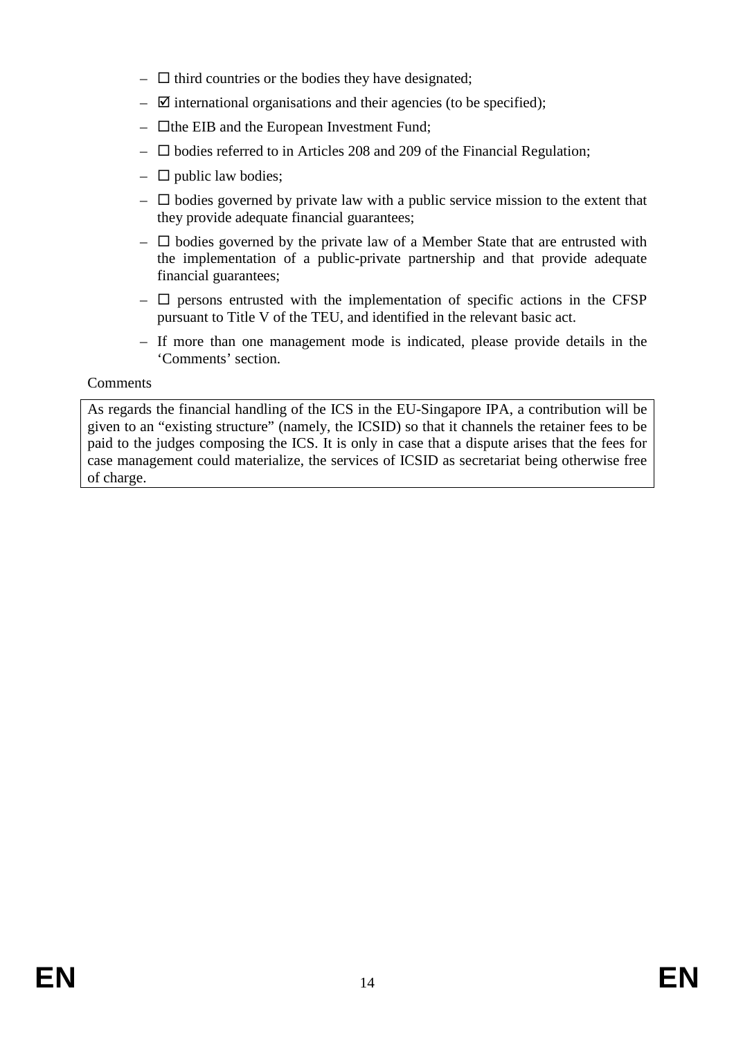- ☐ third countries or the bodies they have designated;
- ☑ international organisations and their agencies (to be specified);
- ☐the EIB and the European Investment Fund;
- ☐ bodies referred to in Articles 208 and 209 of the Financial Regulation;
- ☐ public law bodies;
- ☐ bodies governed by private law with a public service mission to the extent that they provide adequate financial guarantees;
- ☐ bodies governed by the private law of a Member State that are entrusted with the implementation of a public-private partnership and that provide adequate financial guarantees;
- ☐ persons entrusted with the implementation of specific actions in the CFSP pursuant to Title V of the TEU, and identified in the relevant basic act.
- If more than one management mode is indicated, please provide details in the 'Comments' section.

Comments

As regards the financial handling of the ICS in the EU-Singapore IPA, a contribution will be given to an "existing structure" (namely, the ICSID) so that it channels the retainer fees to be paid to the judges composing the ICS. It is only in case that a dispute arises that the fees for case management could materialize, the services of ICSID as secretariat being otherwise free of charge.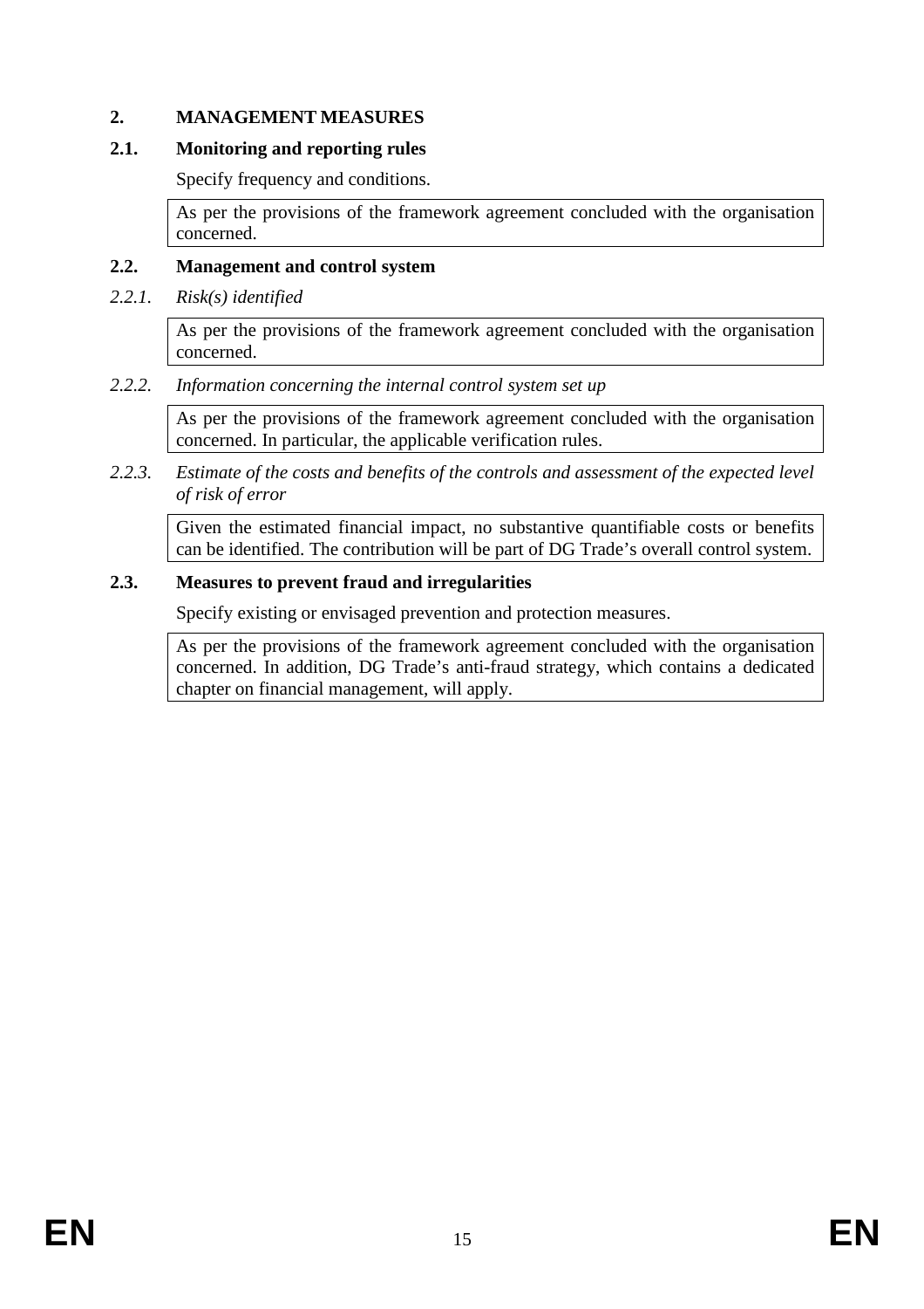## 2. MANAGEMENT MEASURES

### 2.1. Monitoring and reporting rules

Specify frequency and conditions.

As per the provisions of the framework agreement concluded with the organisation concerned.

### 2.2. Management and control system

#### *2.2.1. Risk(s) identified*

As per the provisions of the framework agreement concluded with the organisation concerned.

#### *2.2.2. Information concerning the internal control system set up*

As per the provisions of the framework agreement concluded with the organisation concerned. In particular, the applicable verification rules.

#### *2.2.3. Estimate of the costs and benefits of the controls and assessment of the expected level of risk of error*

Given the estimated financial impact, no substantive quantifiable costs or benefits can be identified. The contribution will be part of DG Trade's overall control system.

### 2.3. Measures to prevent fraud and irregularities

Specify existing or envisaged prevention and protection measures.

As per the provisions of the framework agreement concluded with the organisation concerned. In addition, DG Trade's anti-fraud strategy, which contains a dedicated chapter on financial management, will apply.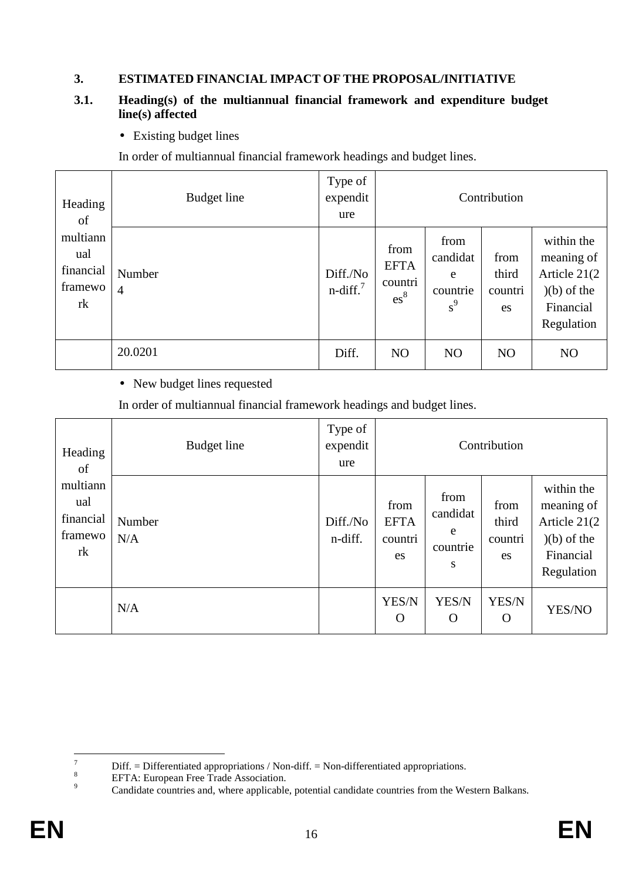## 3. ESTIMATED FINANCIAL IMPACT OF THE PROPOSAL/INITIATIVE

### 3.1. Heading(s) of the multiannual financial framework and expenditure budget line(s) affected

- Existing budget lines

In order of multiannual financial framework headings and budget lines.

| Heading of multiannual financial framework | Budget line | Type of expenditure | Contribution | | | |
|---|---|---|---|---|---|---|
| | Number 4 | Diff./Non-diff.[7] | from EFTA countries[8] | from candidate countries[9] | from third countries | within the meaning of Article 21(2)(b) of the Financial Regulation |
| | 20.0201 | Diff. | NO | NO | NO | NO |

- New budget lines requested

In order of multiannual financial framework headings and budget lines.

| Heading of multiannual financial framework | Budget line | Type of expenditure | Contribution | | | |
|---|---|---|---|---|---|---|
| | Number N/A | Diff./Non-diff. | from EFTA countries | from candidate countries | from third countries | within the meaning of Article 21(2)(b) of the Financial Regulation |
| | N/A | | YES/NO | YES/NO | YES/NO | YES/NO |

[7] Diff. = Differentiated appropriations / Non-diff. = Non-differentiated appropriations.

[8] EFTA: European Free Trade Association.

[9] Candidate countries and, where applicable, potential candidate countries from the Western Balkans.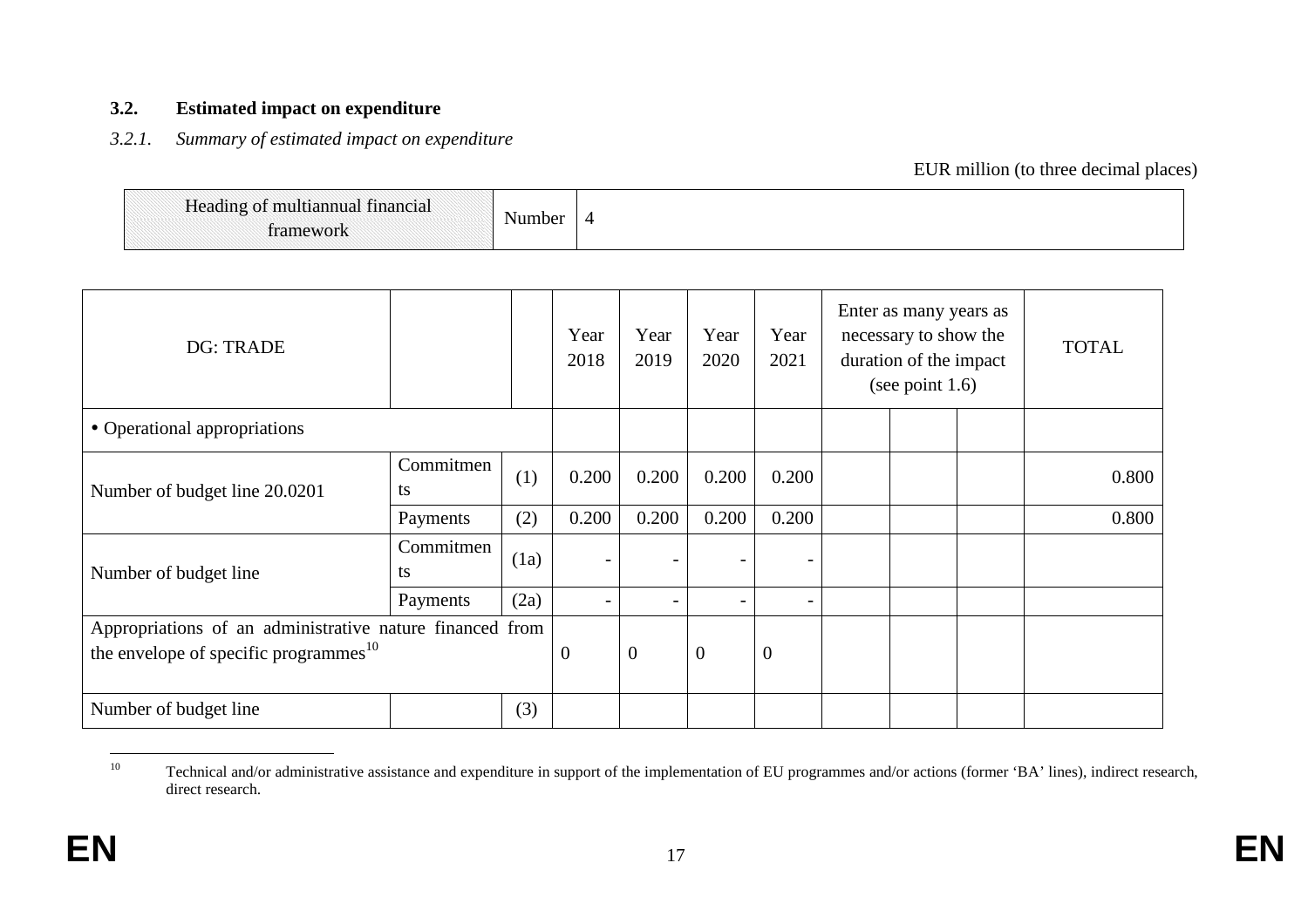### 3.2. Estimated impact on expenditure

*3.2.1. Summary of estimated impact on expenditure*

EUR million (to three decimal places)

| Heading of multiannual financial framework | Number | 4 |
|---|---|---|

| DG: TRADE | | | Year 2018 | Year 2019 | Year 2020 | Year 2021 | Enter as many years as necessary to show the duration of the impact (see point 1.6) | | | TOTAL |
|---|---|---|---|---|---|---|---|---|---|---|
| • Operational appropriations | | | | | | | | | | |
| Number of budget line 20.0201 | Commitments | (1) | 0.200 | 0.200 | 0.200 | 0.200 | | | | 0.800 |
| | Payments | (2) | 0.200 | 0.200 | 0.200 | 0.200 | | | | 0.800 |
| Number of budget line | Commitments | (1a) | - | - | - | - | | | | |
| | Payments | (2a) | - | - | - | - | | | | |
| Appropriations of an administrative nature financed from the envelope of specific programmes[10] | | | 0 | 0 | 0 | 0 | | | | |
| Number of budget line | | (3) | | | | | | | | |

[10] Technical and/or administrative assistance and expenditure in support of the implementation of EU programmes and/or actions (former 'BA' lines), indirect research, direct research.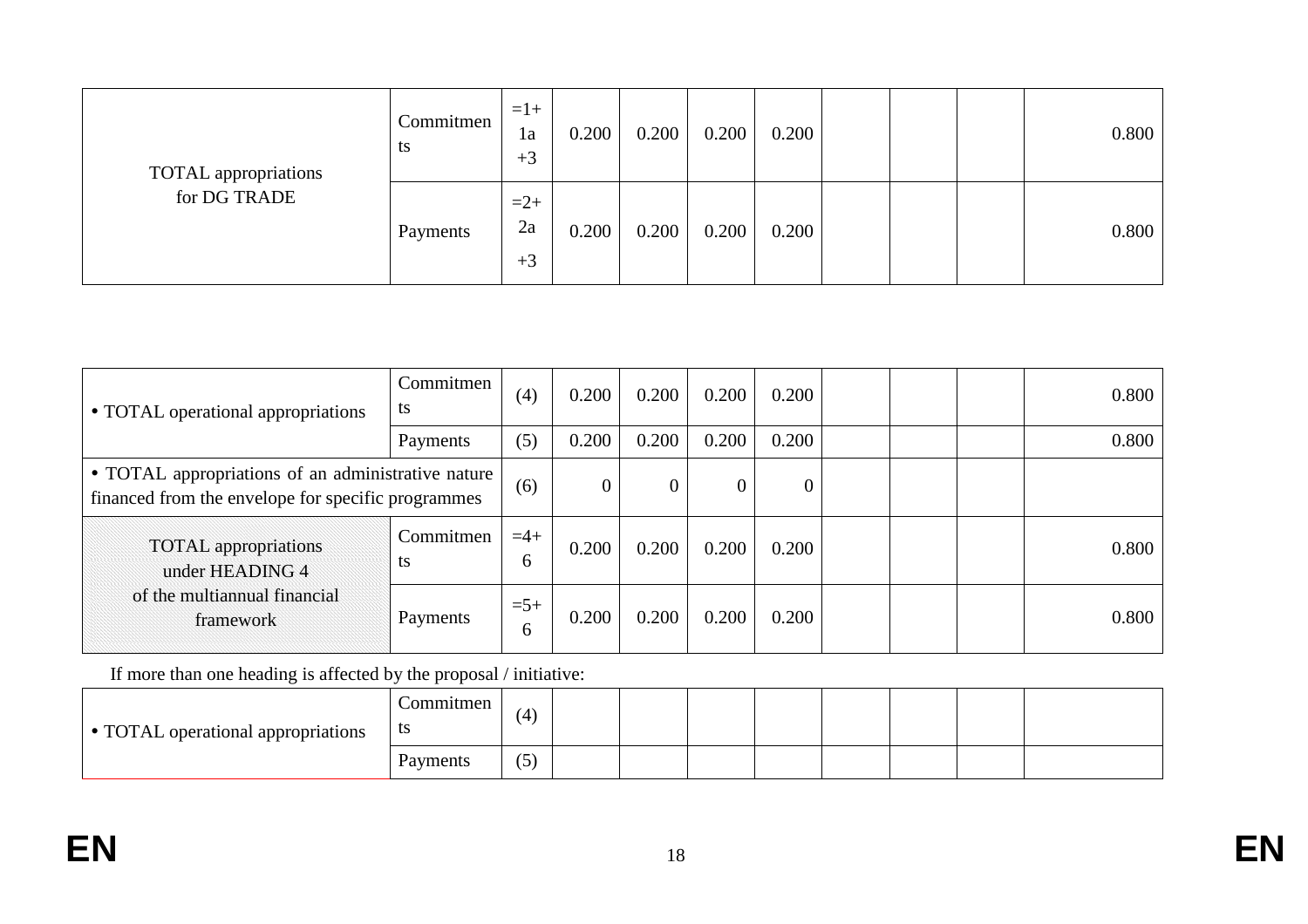| | | | | | | | | | | |
|---|---|---|---|---|---|---|---|---|---|---|
| TOTAL appropriations for DG TRADE | Commitments | =1+1a +3 | 0.200 | 0.200 | 0.200 | 0.200 | | | | 0.800 |
| | Payments | =2+2a +3 | 0.200 | 0.200 | 0.200 | 0.200 | | | | 0.800 |

| | | | | | | | | | | |
|---|---|---|---|---|---|---|---|---|---|---|
| • TOTAL operational appropriations | Commitments | (4) | 0.200 | 0.200 | 0.200 | 0.200 | | | | 0.800 |
| | Payments | (5) | 0.200 | 0.200 | 0.200 | 0.200 | | | | 0.800 |
| • TOTAL appropriations of an administrative nature financed from the envelope for specific programmes | | (6) | 0 | 0 | 0 | 0 | | | | |
| TOTAL appropriations under HEADING 4 of the multiannual financial framework | Commitments | =4+6 | 0.200 | 0.200 | 0.200 | 0.200 | | | | 0.800 |
| | Payments | =5+6 | 0.200 | 0.200 | 0.200 | 0.200 | | | | 0.800 |

If more than one heading is affected by the proposal / initiative:

| | | | | | | | | | | |
|---|---|---|---|---|---|---|---|---|---|---|
| • TOTAL operational appropriations | Commitments | (4) | | | | | | | | |
| | Payments | (5) | | | | | | | | |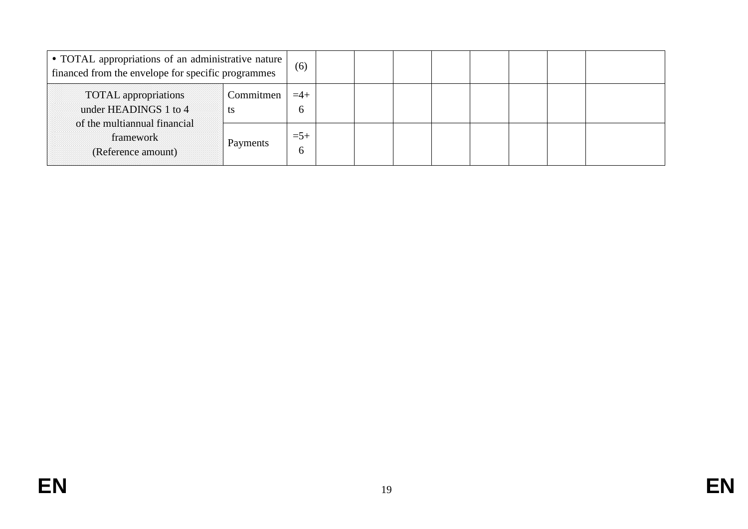| | | | | | | | | | | |
|---|---|---|---|---|---|---|---|---|---|---|
| • TOTAL appropriations of an administrative nature financed from the envelope for specific programmes | | (6) | | | | | | | | |
| TOTAL appropriations under HEADINGS 1 to 4 of the multiannual financial framework (Reference amount) | Commitments | =4+ 6 | | | | | | | | |
| | Payments | =5+ 6 | | | | | | | | |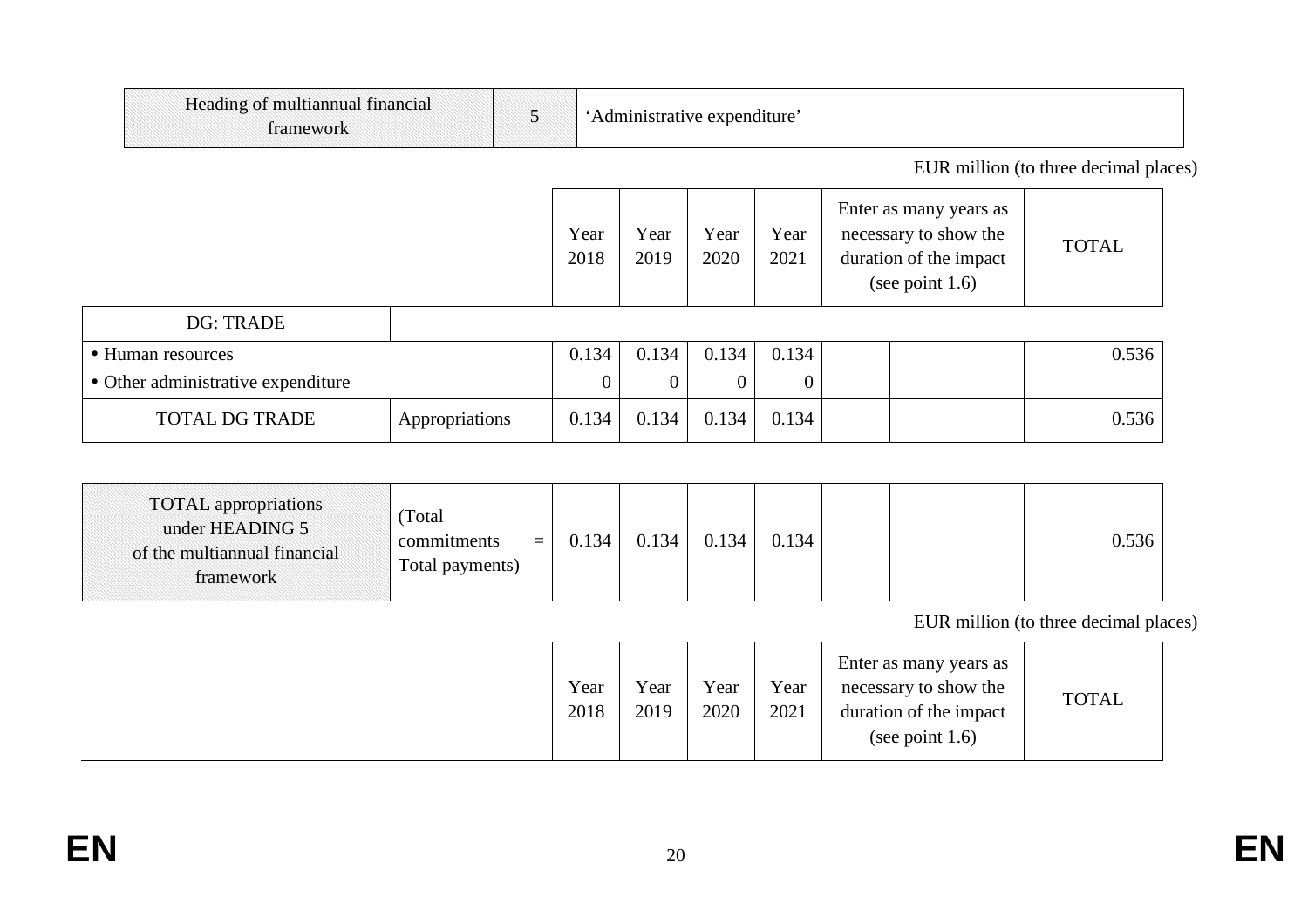| Heading of multiannual financial framework | 5 | 'Administrative expenditure' |
|---|---|---|

EUR million (to three decimal places)

| | | Year 2018 | Year 2019 | Year 2020 | Year 2021 | Enter as many years as necessary to show the duration of the impact (see point 1.6) | | | TOTAL |
|---|---|---|---|---|---|---|---|---|---|
| DG: TRADE | | | | | | | | | |
| • Human resources | | 0.134 | 0.134 | 0.134 | 0.134 | | | | 0.536 |
| • Other administrative expenditure | | 0 | 0 | 0 | 0 | | | | |
| TOTAL DG TRADE | Appropriations | 0.134 | 0.134 | 0.134 | 0.134 | | | | 0.536 |

| | | | | | | | | | |
|---|---|---|---|---|---|---|---|---|---|
| TOTAL appropriations under HEADING 5 of the multiannual financial framework | (Total commitments = Total payments) | 0.134 | 0.134 | 0.134 | 0.134 | | | | 0.536 |

EUR million (to three decimal places)

| | Year 2018 | Year 2019 | Year 2020 | Year 2021 | Enter as many years as necessary to show the duration of the impact (see point 1.6) | TOTAL |
|---|---|---|---|---|---|---|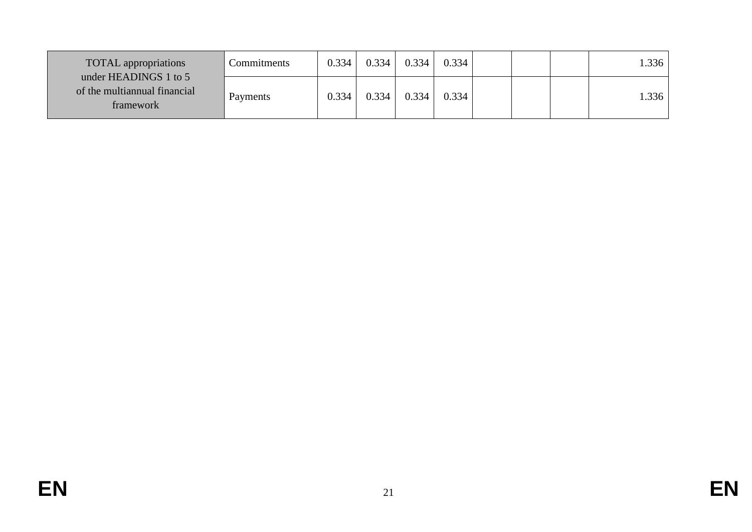| | | | | | | | | | |
|---|---|---|---|---|---|---|---|---|---|
| TOTAL appropriations under HEADINGS 1 to 5 of the multiannual financial framework | Commitments | 0.334 | 0.334 | 0.334 | 0.334 | | | | 1.336 |
| | Payments | 0.334 | 0.334 | 0.334 | 0.334 | | | | 1.336 |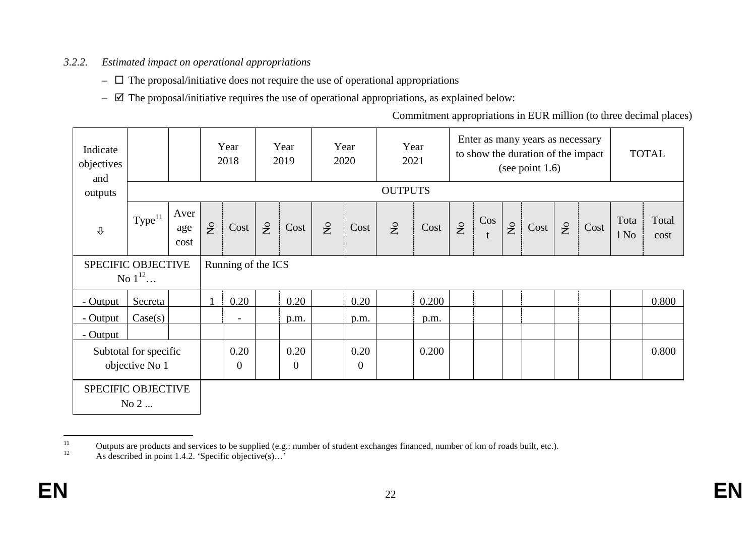*3.2.2. Estimated impact on operational appropriations*

– ☐ The proposal/initiative does not require the use of operational appropriations

– ☑ The proposal/initiative requires the use of operational appropriations, as explained below:

Commitment appropriations in EUR million (to three decimal places)

| Indicate objectives and outputs | | | Year 2018 | | Year 2019 | | Year 2020 | | Year 2021 | | Enter as many years as necessary to show the duration of the impact (see point 1.6) | | | | | | TOTAL | |
|---|---|---|---|---|---|---|---|---|---|---|---|---|---|---|---|---|---|---|
| | OUTPUTS | | | | | | | | | | | | | | | | | |
| ⇩ | Type[11] | Average cost | No | Cost | No | Cost | No | Cost | No | Cost | No | Cost | No | Cost | No | Cost | Total No | Total cost |
| SPECIFIC OBJECTIVE No 1[12]… | | | Running of the ICS | | | | | | | | | | | | | | | |
| - Output | Secreta | | 1 | 0.20 | | 0.20 | | 0.20 | | 0.200 | | | | | | | | 0.800 |
| - Output | Case(s) | | | - | | p.m. | | p.m. | | p.m. | | | | | | | | |
| - Output | | | | | | | | | | | | | | | | | | |
| Subtotal for specific objective No 1 | | | | 0.200 | | 0.200 | | 0.200 | | 0.200 | | | | | | | | 0.800 |
| SPECIFIC OBJECTIVE No 2 ... | | | | | | | | | | | | | | | | | | |

[11] Outputs are products and services to be supplied (e.g.: number of student exchanges financed, number of km of roads built, etc.).

[12] As described in point 1.4.2. 'Specific objective(s)…'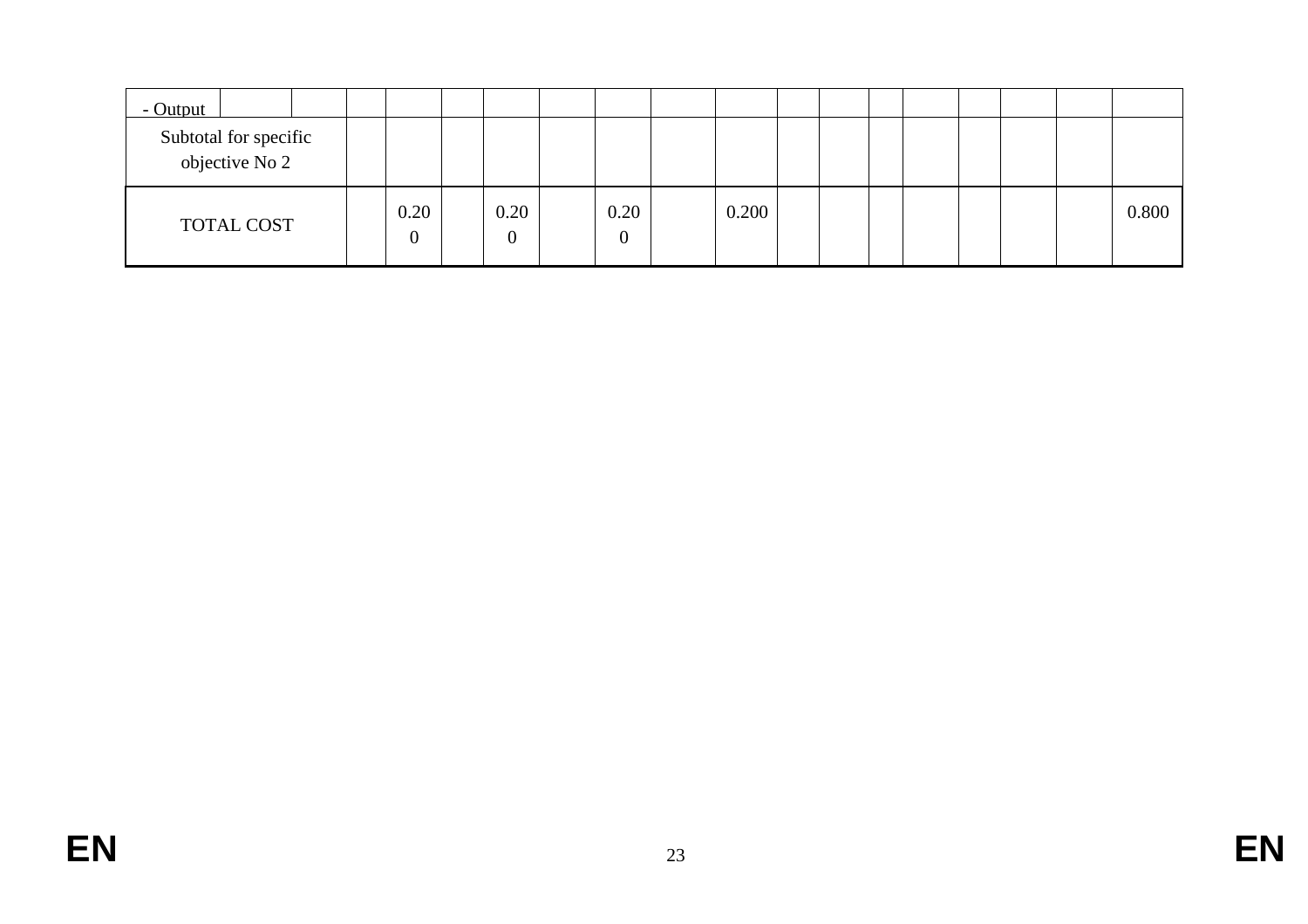| | | | | | | | | | | | | | | | | | | |
|---|---|---|---|---|---|---|---|---|---|---|---|---|---|---|---|---|---|---|
| - Output | | | | | | | | | | | | | | | | | | |
| Subtotal for specific objective No 2 | | | | | | | | | | | | | | | | | | |
| TOTAL COST | | | | 0.200 | | 0.200 | | 0.200 | | 0.200 | | | | | | | | 0.800 |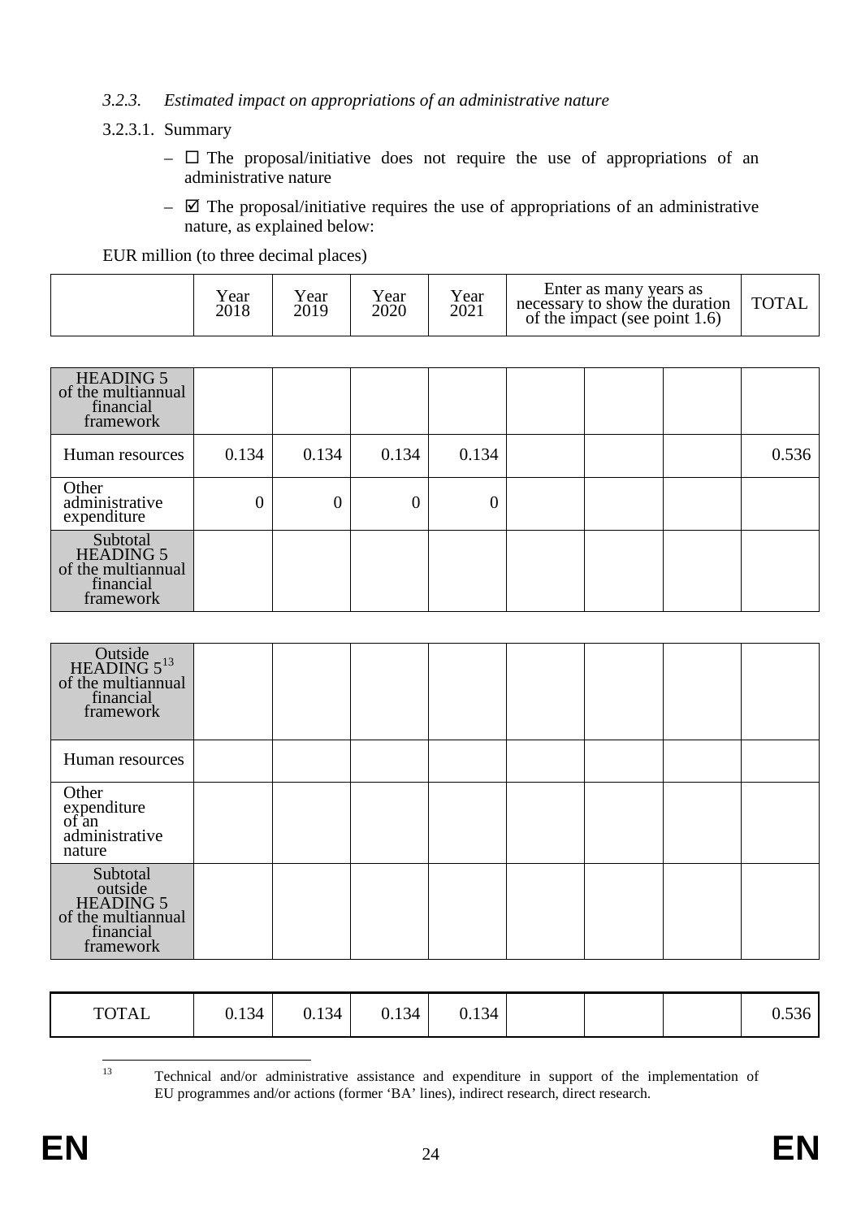### *3.2.3. Estimated impact on appropriations of an administrative nature*

3.2.3.1. Summary

- ☐ The proposal/initiative does not require the use of appropriations of an administrative nature
- ☑ The proposal/initiative requires the use of appropriations of an administrative nature, as explained below:

EUR million (to three decimal places)

| | Year 2018 | Year 2019 | Year 2020 | Year 2021 | Enter as many years as necessary to show the duration of the impact (see point 1.6) | | | TOTAL |
|---|---|---|---|---|---|---|---|---|
| **HEADING 5 of the multiannual financial framework** | | | | | | | | |
| Human resources | 0.134 | 0.134 | 0.134 | 0.134 | | | | 0.536 |
| Other administrative expenditure | 0 | 0 | 0 | 0 | | | | |
| **Subtotal HEADING 5 of the multiannual financial framework** | | | | | | | | |
| **Outside HEADING 5[13] of the multiannual financial framework** | | | | | | | | |
| Human resources | | | | | | | | |
| Other expenditure of an administrative nature | | | | | | | | |
| **Subtotal outside HEADING 5 of the multiannual financial framework** | | | | | | | | |
| **TOTAL** | 0.134 | 0.134 | 0.134 | 0.134 | | | | 0.536 |

[13] Technical and/or administrative assistance and expenditure in support of the implementation of EU programmes and/or actions (former 'BA' lines), indirect research, direct research.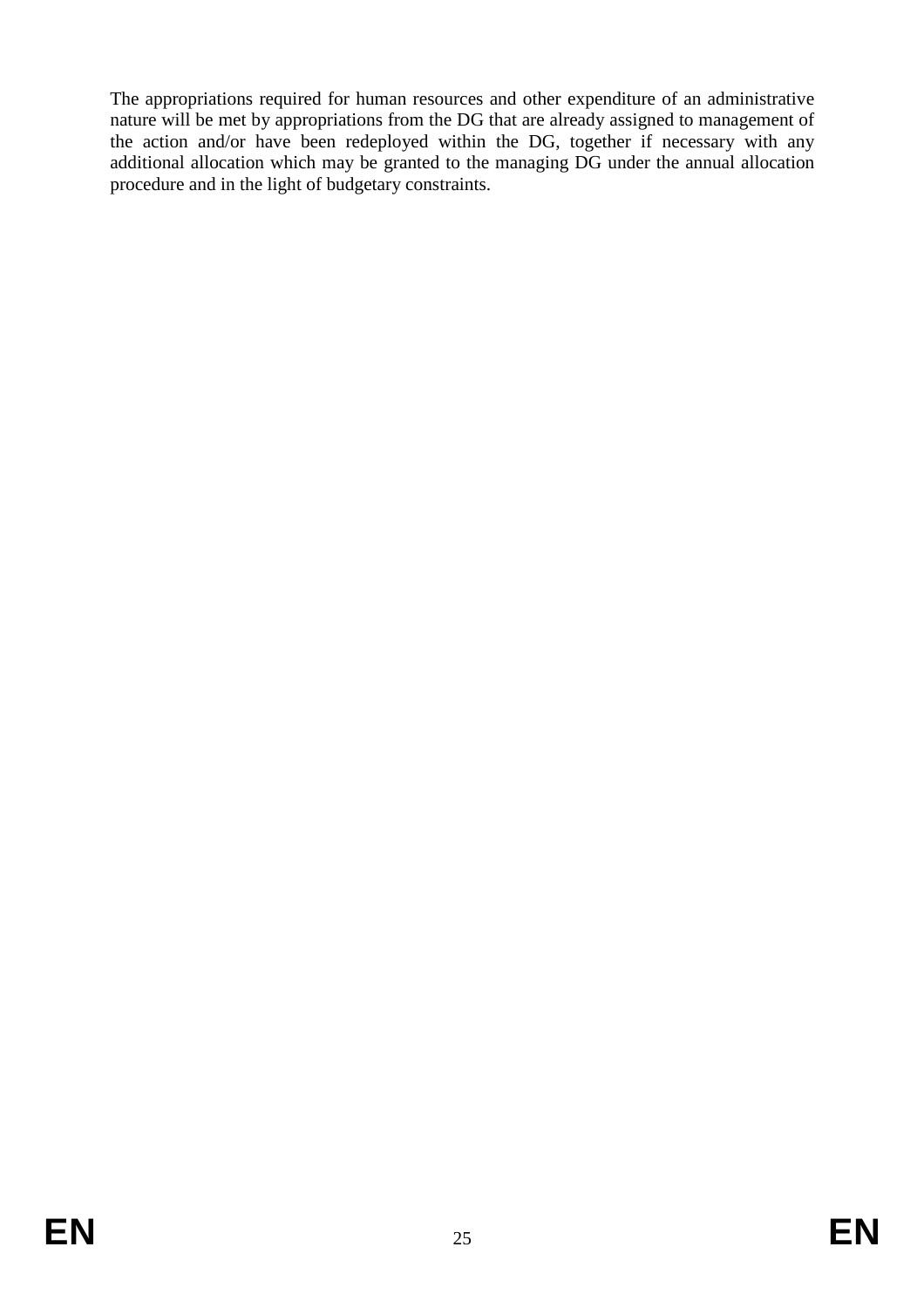The appropriations required for human resources and other expenditure of an administrative nature will be met by appropriations from the DG that are already assigned to management of the action and/or have been redeployed within the DG, together if necessary with any additional allocation which may be granted to the managing DG under the annual allocation procedure and in the light of budgetary constraints.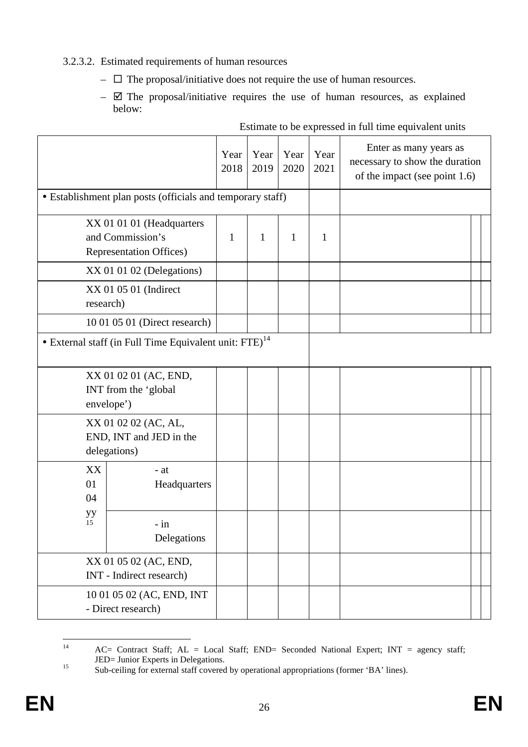3.2.3.2. Estimated requirements of human resources

– ☐ The proposal/initiative does not require the use of human resources.

– ☑ The proposal/initiative requires the use of human resources, as explained below:

Estimate to be expressed in full time equivalent units

| | Year 2018 | Year 2019 | Year 2020 | Year 2021 | Enter as many years as necessary to show the duration of the impact (see point 1.6) | | |
|---|---|---|---|---|---|---|---|
| • Establishment plan posts (officials and temporary staff) | | | | | | | |
| XX 01 01 01 (Headquarters and Commission's Representation Offices) | 1 | 1 | 1 | 1 | | | |
| XX 01 01 02 (Delegations) | | | | | | | |
| XX 01 05 01 (Indirect research) | | | | | | | |
| 10 01 05 01 (Direct research) | | | | | | | |
| • External staff (in Full Time Equivalent unit: FTE)[14] | | | | | | | |
| XX 01 02 01 (AC, END, INT from the 'global envelope') | | | | | | | |
| XX 01 02 02 (AC, AL, END, INT and JED in the delegations) | | | | | | | |
| XX 01 04 yy[15] - at Headquarters | | | | | | | |
| XX 01 04 yy[15] - in Delegations | | | | | | | |
| XX 01 05 02 (AC, END, INT - Indirect research) | | | | | | | |
| 10 01 05 02 (AC, END, INT - Direct research) | | | | | | | |

[14] AC= Contract Staff; AL = Local Staff; END= Seconded National Expert; INT = agency staff; JED= Junior Experts in Delegations.

[15] Sub-ceiling for external staff covered by operational appropriations (former 'BA' lines).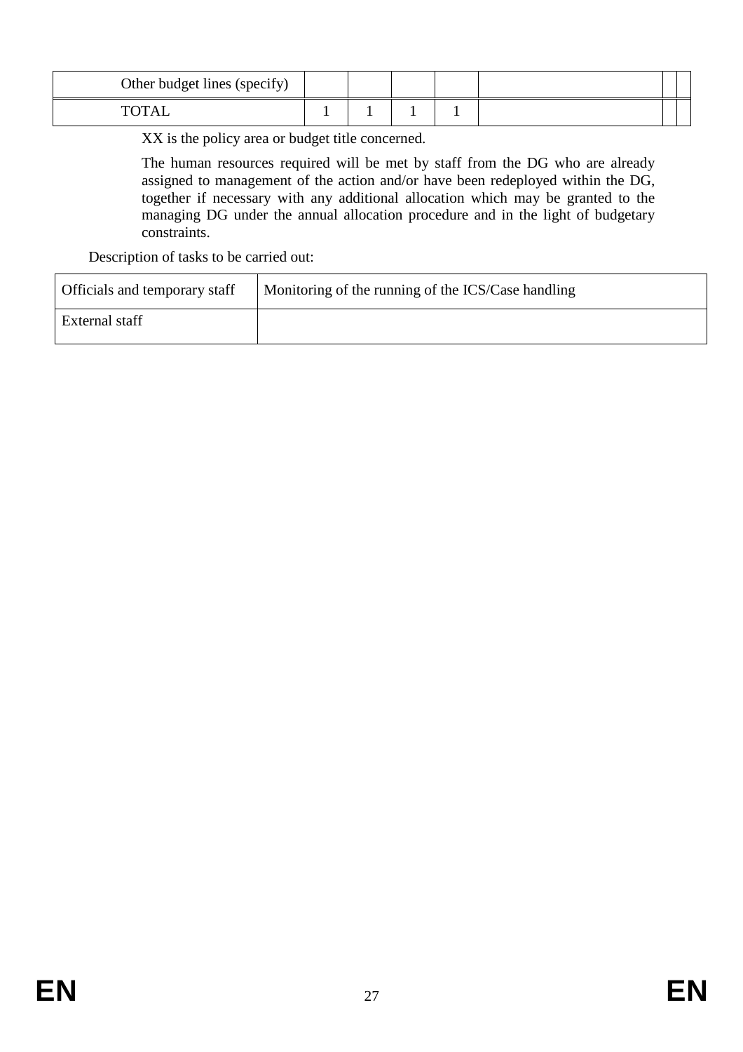| | | | | | | | |
|---|---|---|---|---|---|---|---|
| Other budget lines (specify) | | | | | | | |
| TOTAL | 1 | 1 | 1 | 1 | | | |

XX is the policy area or budget title concerned.

The human resources required will be met by staff from the DG who are already assigned to management of the action and/or have been redeployed within the DG, together if necessary with any additional allocation which may be granted to the managing DG under the annual allocation procedure and in the light of budgetary constraints.

Description of tasks to be carried out:

| | |
|---|---|
| Officials and temporary staff | Monitoring of the running of the ICS/Case handling |
| External staff | |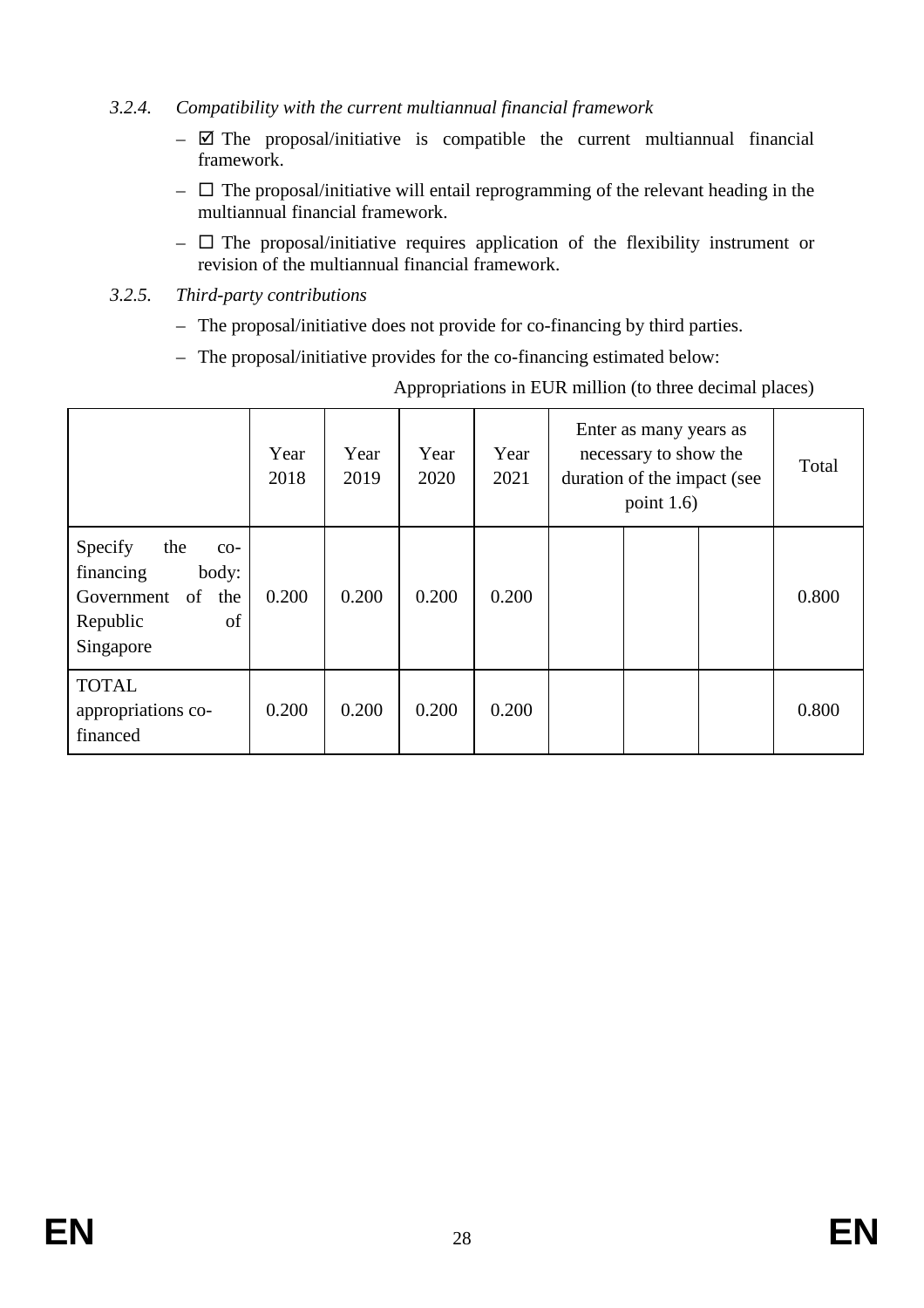*3.2.4. Compatibility with the current multiannual financial framework*

- ☑ The proposal/initiative is compatible the current multiannual financial framework.
- ☐ The proposal/initiative will entail reprogramming of the relevant heading in the multiannual financial framework.
- ☐ The proposal/initiative requires application of the flexibility instrument or revision of the multiannual financial framework.

*3.2.5. Third-party contributions*

- The proposal/initiative does not provide for co-financing by third parties.
- The proposal/initiative provides for the co-financing estimated below:

Appropriations in EUR million (to three decimal places)

| | Year 2018 | Year 2019 | Year 2020 | Year 2021 | Enter as many years as necessary to show the duration of the impact (see point 1.6) | | | Total |
|---|---|---|---|---|---|---|---|---|
| Specify the co-financing body: Government of the Republic of Singapore | 0.200 | 0.200 | 0.200 | 0.200 | | | | 0.800 |
| TOTAL appropriations co-financed | 0.200 | 0.200 | 0.200 | 0.200 | | | | 0.800 |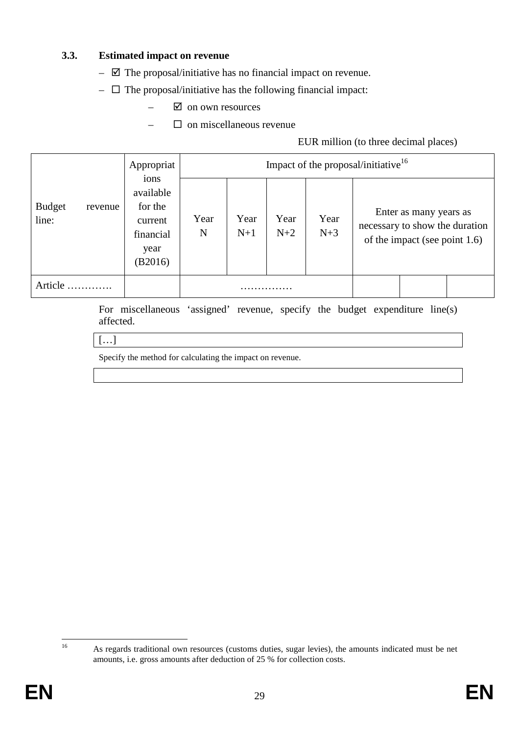### 3.3. Estimated impact on revenue

- ☑ The proposal/initiative has no financial impact on revenue.
- ☐ The proposal/initiative has the following financial impact:
  - ☑ on own resources
  - ☐ on miscellaneous revenue

EUR million (to three decimal places)

| Budget revenue line: | Appropriations available for the current financial year (B2016) | Impact of the proposal/initiative[16] | | | | | | |
|---|---|---|---|---|---|---|---|---|
| | | Year N | Year N+1 | Year N+2 | Year N+3 | Enter as many years as necessary to show the duration of the impact (see point 1.6) | | |
| Article …………. | | …………… | | | | | | |

For miscellaneous 'assigned' revenue, specify the budget expenditure line(s) affected.

[…]

Specify the method for calculating the impact on revenue.

[16] As regards traditional own resources (customs duties, sugar levies), the amounts indicated must be net amounts, i.e. gross amounts after deduction of 25 % for collection costs.